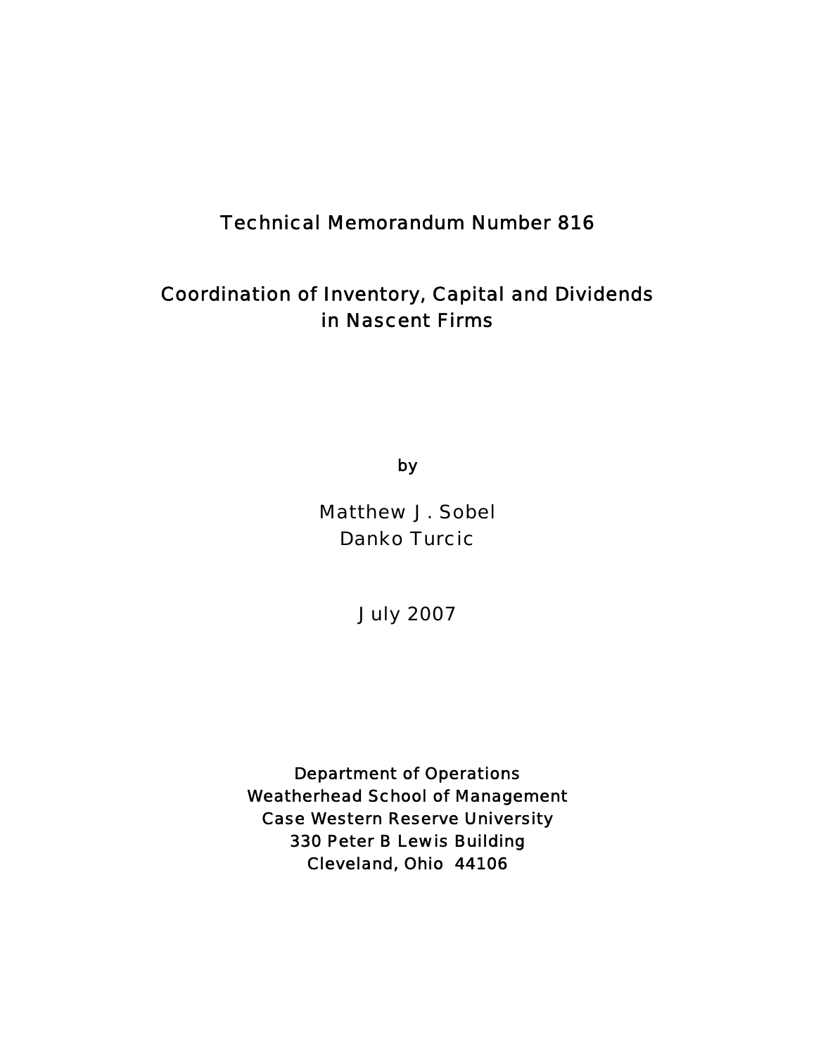Technical Memorandum Number 816

# Coordination of Inventory, Capital and Dividends in Nascent Firms

by

Matthew J. Sobel
Danko Turcic

July 2007

Department of Operations
Weatherhead School of Management
Case Western Reserve University
330 Peter B Lewis Building
Cleveland, Ohio 44106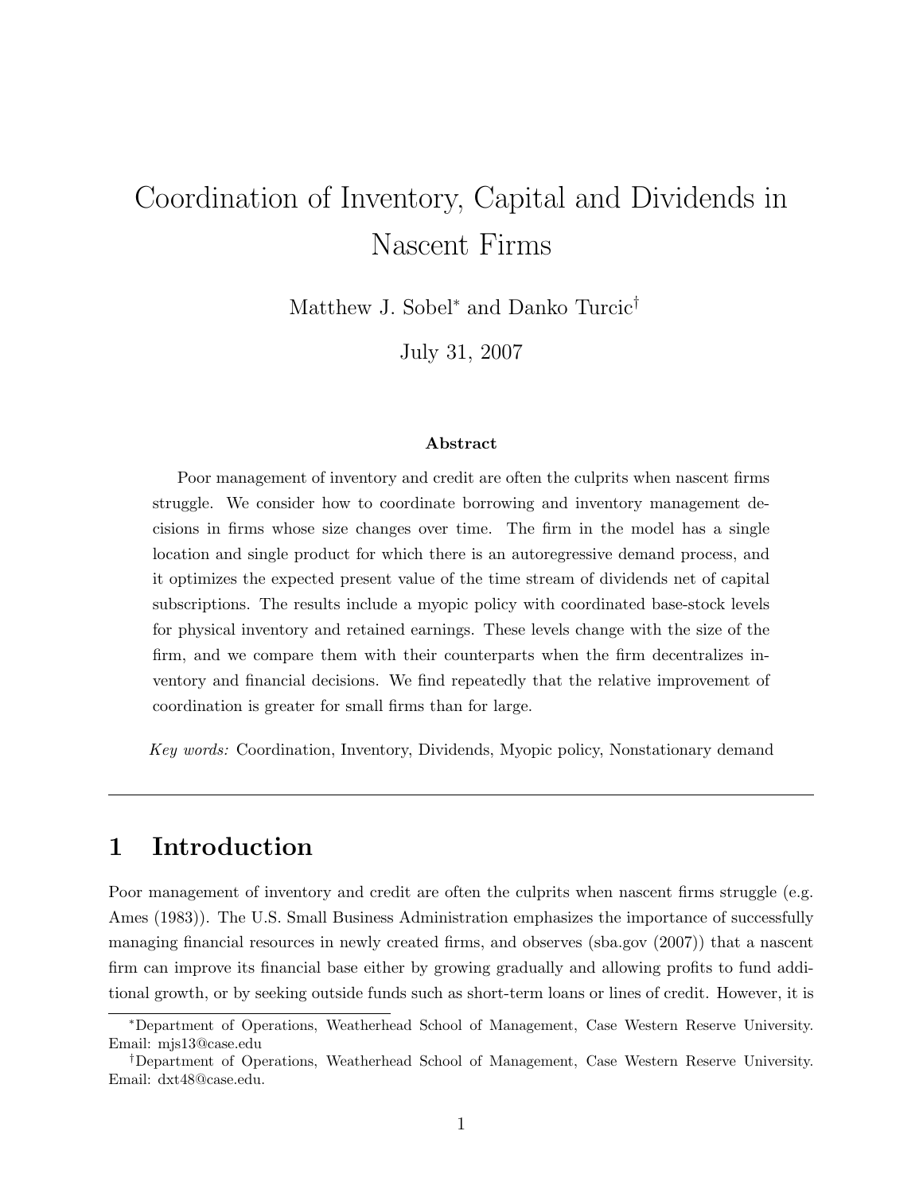# Coordination of Inventory, Capital and Dividends in Nascent Firms

Matthew J. Sobel[*] and Danko Turcic[†]

July 31, 2007

### Abstract

Poor management of inventory and credit are often the culprits when nascent firms struggle. We consider how to coordinate borrowing and inventory management decisions in firms whose size changes over time. The firm in the model has a single location and single product for which there is an autoregressive demand process, and it optimizes the expected present value of the time stream of dividends net of capital subscriptions. The results include a myopic policy with coordinated base-stock levels for physical inventory and retained earnings. These levels change with the size of the firm, and we compare them with their counterparts when the firm decentralizes inventory and financial decisions. We find repeatedly that the relative improvement of coordination is greater for small firms than for large.

*Key words:* Coordination, Inventory, Dividends, Myopic policy, Nonstationary demand

---

## 1 Introduction

Poor management of inventory and credit are often the culprits when nascent firms struggle (e.g. Ames (1983)). The U.S. Small Business Administration emphasizes the importance of successfully managing financial resources in newly created firms, and observes (sba.gov (2007)) that a nascent firm can improve its financial base either by growing gradually and allowing profits to fund additional growth, or by seeking outside funds such as short-term loans or lines of credit. However, it is

---

[*]Department of Operations, Weatherhead School of Management, Case Western Reserve University. Email: mjs13@case.edu

[†]Department of Operations, Weatherhead School of Management, Case Western Reserve University. Email: dxt48@case.edu.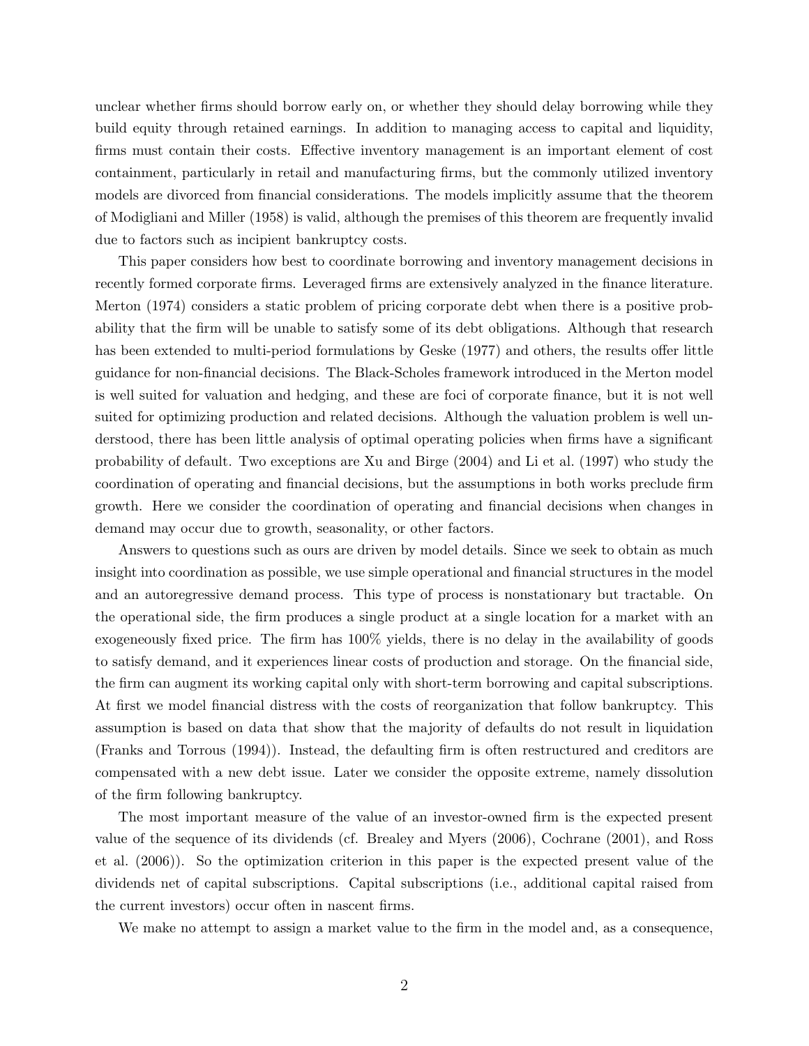unclear whether firms should borrow early on, or whether they should delay borrowing while they build equity through retained earnings. In addition to managing access to capital and liquidity, firms must contain their costs. Effective inventory management is an important element of cost containment, particularly in retail and manufacturing firms, but the commonly utilized inventory models are divorced from financial considerations. The models implicitly assume that the theorem of Modigliani and Miller (1958) is valid, although the premises of this theorem are frequently invalid due to factors such as incipient bankruptcy costs.

This paper considers how best to coordinate borrowing and inventory management decisions in recently formed corporate firms. Leveraged firms are extensively analyzed in the finance literature. Merton (1974) considers a static problem of pricing corporate debt when there is a positive probability that the firm will be unable to satisfy some of its debt obligations. Although that research has been extended to multi-period formulations by Geske (1977) and others, the results offer little guidance for non-financial decisions. The Black-Scholes framework introduced in the Merton model is well suited for valuation and hedging, and these are foci of corporate finance, but it is not well suited for optimizing production and related decisions. Although the valuation problem is well understood, there has been little analysis of optimal operating policies when firms have a significant probability of default. Two exceptions are Xu and Birge (2004) and Li et al. (1997) who study the coordination of operating and financial decisions, but the assumptions in both works preclude firm growth. Here we consider the coordination of operating and financial decisions when changes in demand may occur due to growth, seasonality, or other factors.

Answers to questions such as ours are driven by model details. Since we seek to obtain as much insight into coordination as possible, we use simple operational and financial structures in the model and an autoregressive demand process. This type of process is nonstationary but tractable. On the operational side, the firm produces a single product at a single location for a market with an exogeneously fixed price. The firm has 100% yields, there is no delay in the availability of goods to satisfy demand, and it experiences linear costs of production and storage. On the financial side, the firm can augment its working capital only with short-term borrowing and capital subscriptions. At first we model financial distress with the costs of reorganization that follow bankruptcy. This assumption is based on data that show that the majority of defaults do not result in liquidation (Franks and Torrous (1994)). Instead, the defaulting firm is often restructured and creditors are compensated with a new debt issue. Later we consider the opposite extreme, namely dissolution of the firm following bankruptcy.

The most important measure of the value of an investor-owned firm is the expected present value of the sequence of its dividends (cf. Brealey and Myers (2006), Cochrane (2001), and Ross et al. (2006)). So the optimization criterion in this paper is the expected present value of the dividends net of capital subscriptions. Capital subscriptions (i.e., additional capital raised from the current investors) occur often in nascent firms.

We make no attempt to assign a market value to the firm in the model and, as a consequence,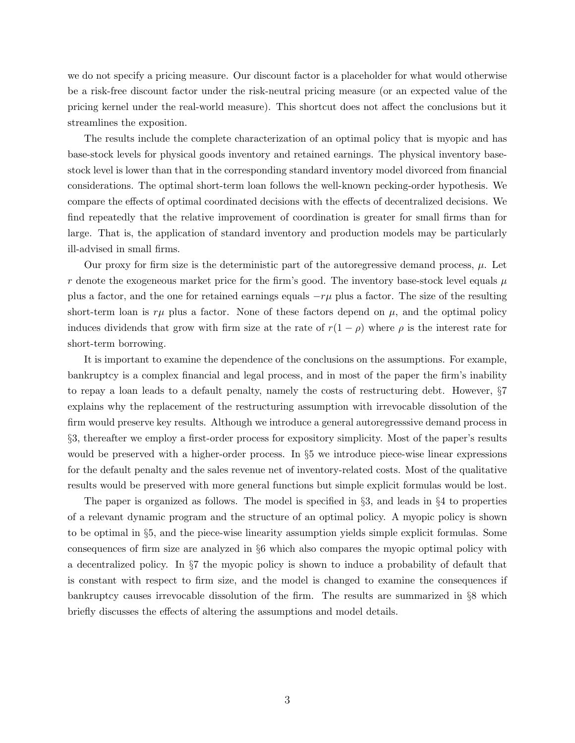we do not specify a pricing measure. Our discount factor is a placeholder for what would otherwise be a risk-free discount factor under the risk-neutral pricing measure (or an expected value of the pricing kernel under the real-world measure). This shortcut does not affect the conclusions but it streamlines the exposition.

The results include the complete characterization of an optimal policy that is myopic and has base-stock levels for physical goods inventory and retained earnings. The physical inventory base-stock level is lower than that in the corresponding standard inventory model divorced from financial considerations. The optimal short-term loan follows the well-known pecking-order hypothesis. We compare the effects of optimal coordinated decisions with the effects of decentralized decisions. We find repeatedly that the relative improvement of coordination is greater for small firms than for large. That is, the application of standard inventory and production models may be particularly ill-advised in small firms.

Our proxy for firm size is the deterministic part of the autoregressive demand process, $\mu$. Let $r$ denote the exogeneous market price for the firm's good. The inventory base-stock level equals $\mu$ plus a factor, and the one for retained earnings equals $-r\mu$ plus a factor. The size of the resulting short-term loan is $r\mu$ plus a factor. None of these factors depend on $\mu$, and the optimal policy induces dividends that grow with firm size at the rate of $r(1-\rho)$ where $\rho$ is the interest rate for short-term borrowing.

It is important to examine the dependence of the conclusions on the assumptions. For example, bankruptcy is a complex financial and legal process, and in most of the paper the firm's inability to repay a loan leads to a default penalty, namely the costs of restructuring debt. However, §7 explains why the replacement of the restructuring assumption with irrevocable dissolution of the firm would preserve key results. Although we introduce a general autoregresssive demand process in §3, thereafter we employ a first-order process for expository simplicity. Most of the paper's results would be preserved with a higher-order process. In §5 we introduce piece-wise linear expressions for the default penalty and the sales revenue net of inventory-related costs. Most of the qualitative results would be preserved with more general functions but simple explicit formulas would be lost.

The paper is organized as follows. The model is specified in §3, and leads in §4 to properties of a relevant dynamic program and the structure of an optimal policy. A myopic policy is shown to be optimal in §5, and the piece-wise linearity assumption yields simple explicit formulas. Some consequences of firm size are analyzed in §6 which also compares the myopic optimal policy with a decentralized policy. In §7 the myopic policy is shown to induce a probability of default that is constant with respect to firm size, and the model is changed to examine the consequences if bankruptcy causes irrevocable dissolution of the firm. The results are summarized in §8 which briefly discusses the effects of altering the assumptions and model details.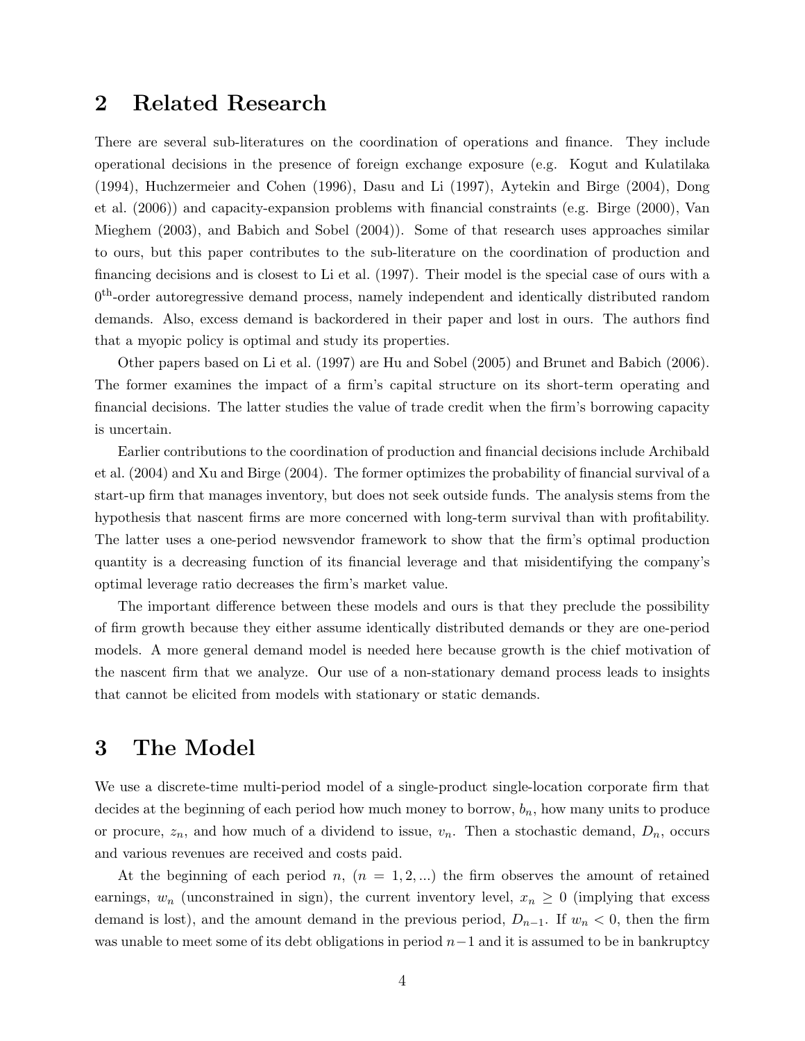## 2 Related Research

There are several sub-literatures on the coordination of operations and finance. They include operational decisions in the presence of foreign exchange exposure (e.g. Kogut and Kulatilaka (1994), Huchzermeier and Cohen (1996), Dasu and Li (1997), Aytekin and Birge (2004), Dong et al. (2006)) and capacity-expansion problems with financial constraints (e.g. Birge (2000), Van Mieghem (2003), and Babich and Sobel (2004)). Some of that research uses approaches similar to ours, but this paper contributes to the sub-literature on the coordination of production and financing decisions and is closest to Li et al. (1997). Their model is the special case of ours with a $0^{\text{th}}$-order autoregressive demand process, namely independent and identically distributed random demands. Also, excess demand is backordered in their paper and lost in ours. The authors find that a myopic policy is optimal and study its properties.

Other papers based on Li et al. (1997) are Hu and Sobel (2005) and Brunet and Babich (2006). The former examines the impact of a firm's capital structure on its short-term operating and financial decisions. The latter studies the value of trade credit when the firm's borrowing capacity is uncertain.

Earlier contributions to the coordination of production and financial decisions include Archibald et al. (2004) and Xu and Birge (2004). The former optimizes the probability of financial survival of a start-up firm that manages inventory, but does not seek outside funds. The analysis stems from the hypothesis that nascent firms are more concerned with long-term survival than with profitability. The latter uses a one-period newsvendor framework to show that the firm's optimal production quantity is a decreasing function of its financial leverage and that misidentifying the company's optimal leverage ratio decreases the firm's market value.

The important difference between these models and ours is that they preclude the possibility of firm growth because they either assume identically distributed demands or they are one-period models. A more general demand model is needed here because growth is the chief motivation of the nascent firm that we analyze. Our use of a non-stationary demand process leads to insights that cannot be elicited from models with stationary or static demands.

## 3 The Model

We use a discrete-time multi-period model of a single-product single-location corporate firm that decides at the beginning of each period how much money to borrow, $b_n$, how many units to produce or procure, $z_n$, and how much of a dividend to issue, $v_n$. Then a stochastic demand, $D_n$, occurs and various revenues are received and costs paid.

At the beginning of each period $n$, $(n = 1, 2, ...)$ the firm observes the amount of retained earnings, $w_n$ (unconstrained in sign), the current inventory level, $x_n \geq 0$ (implying that excess demand is lost), and the amount demand in the previous period, $D_{n-1}$. If $w_n < 0$, then the firm was unable to meet some of its debt obligations in period $n-1$ and it is assumed to be in bankruptcy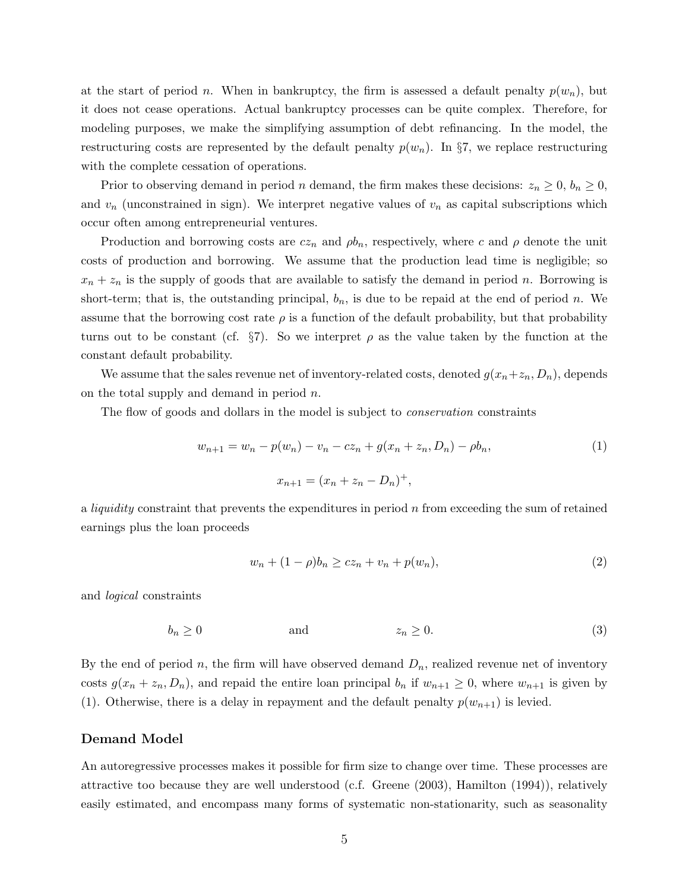at the start of period $n$. When in bankruptcy, the firm is assessed a default penalty $p(w_n)$, but it does not cease operations. Actual bankruptcy processes can be quite complex. Therefore, for modeling purposes, we make the simplifying assumption of debt refinancing. In the model, the restructuring costs are represented by the default penalty $p(w_n)$. In §7, we replace restructuring with the complete cessation of operations.

Prior to observing demand in period $n$ demand, the firm makes these decisions: $z_n \geq 0$, $b_n \geq 0$, and $v_n$ (unconstrained in sign). We interpret negative values of $v_n$ as capital subscriptions which occur often among entrepreneurial ventures.

Production and borrowing costs are $cz_n$ and $\rho b_n$, respectively, where $c$ and $\rho$ denote the unit costs of production and borrowing. We assume that the production lead time is negligible; so $x_n + z_n$ is the supply of goods that are available to satisfy the demand in period $n$. Borrowing is short-term; that is, the outstanding principal, $b_n$, is due to be repaid at the end of period $n$. We assume that the borrowing cost rate $\rho$ is a function of the default probability, but that probability turns out to be constant (cf. §7). So we interpret $\rho$ as the value taken by the function at the constant default probability.

We assume that the sales revenue net of inventory-related costs, denoted $g(x_n+z_n, D_n)$, depends on the total supply and demand in period $n$.

The flow of goods and dollars in the model is subject to *conservation* constraints

$$w_{n+1} = w_n - p(w_n) - v_n - cz_n + g(x_n + z_n, D_n) - \rho b_n, \tag{1}$$

$$x_{n+1} = (x_n + z_n - D_n)^+,$$

a *liquidity* constraint that prevents the expenditures in period $n$ from exceeding the sum of retained earnings plus the loan proceeds

$$w_n + (1 - \rho)b_n \geq cz_n + v_n + p(w_n), \tag{2}$$

and *logical* constraints

$$b_n \geq 0 \qquad\qquad \text{and} \qquad\qquad z_n \geq 0. \tag{3}$$

By the end of period $n$, the firm will have observed demand $D_n$, realized revenue net of inventory costs $g(x_n + z_n, D_n)$, and repaid the entire loan principal $b_n$ if $w_{n+1} \geq 0$, where $w_{n+1}$ is given by (1). Otherwise, there is a delay in repayment and the default penalty $p(w_{n+1})$ is levied.

### Demand Model

An autoregressive processes makes it possible for firm size to change over time. These processes are attractive too because they are well understood (c.f. Greene (2003), Hamilton (1994)), relatively easily estimated, and encompass many forms of systematic non-stationarity, such as seasonality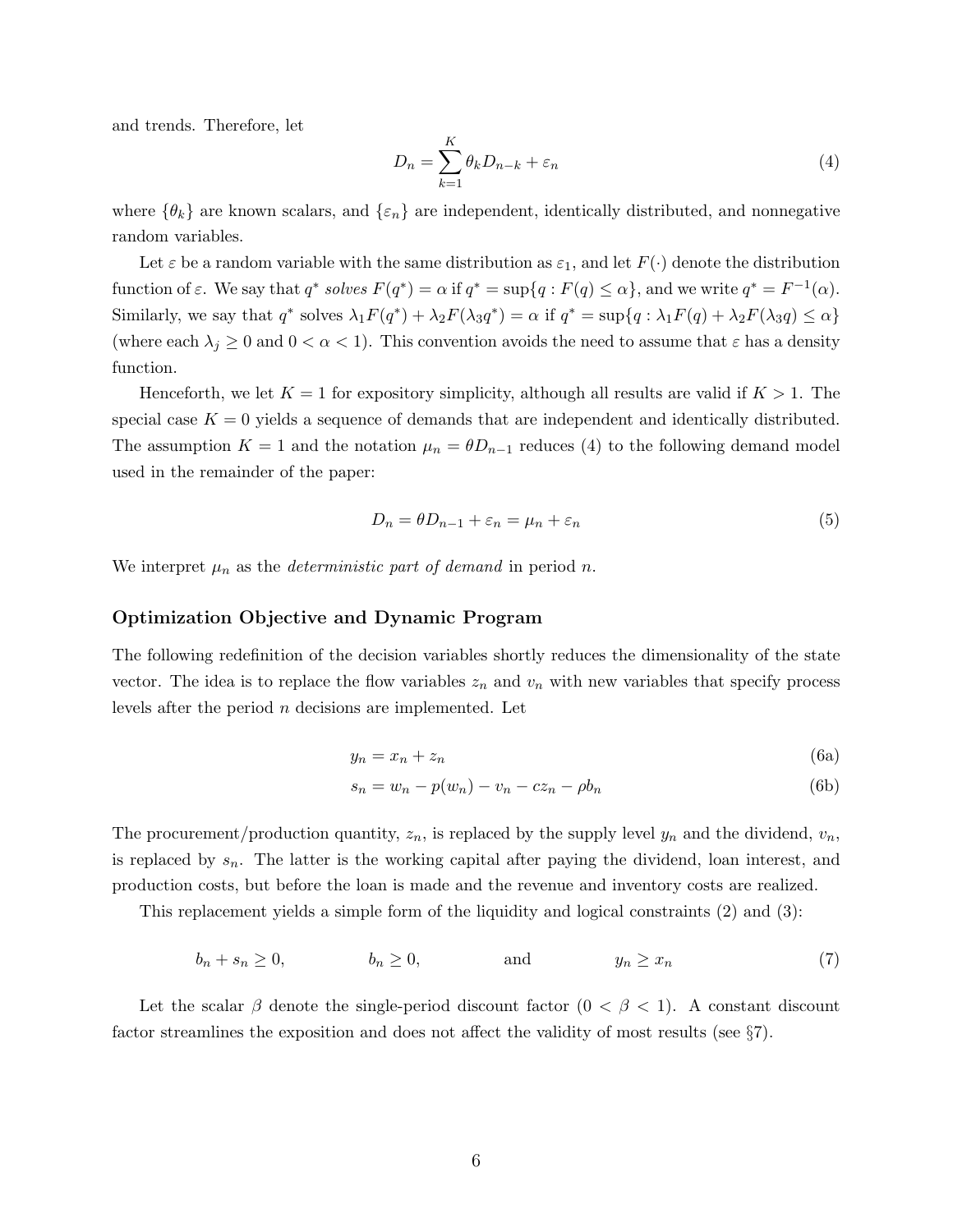and trends. Therefore, let

$$
D_n = \sum_{k=1}^{K} \theta_k D_{n-k} + \varepsilon_n \tag{4}
$$

where $\{\theta_k\}$ are known scalars, and $\{\varepsilon_n\}$ are independent, identically distributed, and nonnegative random variables.

Let $\varepsilon$ be a random variable with the same distribution as $\varepsilon_1$, and let $F(\cdot)$ denote the distribution function of $\varepsilon$. We say that $q^*$ *solves* $F(q^*) = \alpha$ if $q^* = \sup\{q : F(q) \le \alpha\}$, and we write $q^* = F^{-1}(\alpha)$. Similarly, we say that $q^*$ solves $\lambda_1 F(q^*) + \lambda_2 F(\lambda_3 q^*) = \alpha$ if $q^* = \sup\{q : \lambda_1 F(q) + \lambda_2 F(\lambda_3 q) \le \alpha\}$ (where each $\lambda_j \ge 0$ and $0 < \alpha < 1$). This convention avoids the need to assume that $\varepsilon$ has a density function.

Henceforth, we let $K = 1$ for expository simplicity, although all results are valid if $K > 1$. The special case $K = 0$ yields a sequence of demands that are independent and identically distributed. The assumption $K = 1$ and the notation $\mu_n = \theta D_{n-1}$ reduces (4) to the following demand model used in the remainder of the paper:

$$
D_n = \theta D_{n-1} + \varepsilon_n = \mu_n + \varepsilon_n \tag{5}
$$

We interpret $\mu_n$ as the *deterministic part of demand* in period $n$.

### Optimization Objective and Dynamic Program

The following redefinition of the decision variables shortly reduces the dimensionality of the state vector. The idea is to replace the flow variables $z_n$ and $v_n$ with new variables that specify process levels after the period $n$ decisions are implemented. Let

$$
y_n = x_n + z_n \tag{6a}
$$

$$
s_n = w_n - p(w_n) - v_n - cz_n - \rho b_n \tag{6b}
$$

The procurement/production quantity, $z_n$, is replaced by the supply level $y_n$ and the dividend, $v_n$, is replaced by $s_n$. The latter is the working capital after paying the dividend, loan interest, and production costs, but before the loan is made and the revenue and inventory costs are realized.

This replacement yields a simple form of the liquidity and logical constraints (2) and (3):

$$
b_n + s_n \ge 0, \qquad b_n \ge 0, \qquad \text{and} \qquad y_n \ge x_n \tag{7}
$$

Let the scalar $\beta$ denote the single-period discount factor ($0 < \beta < 1$). A constant discount factor streamlines the exposition and does not affect the validity of most results (see §7).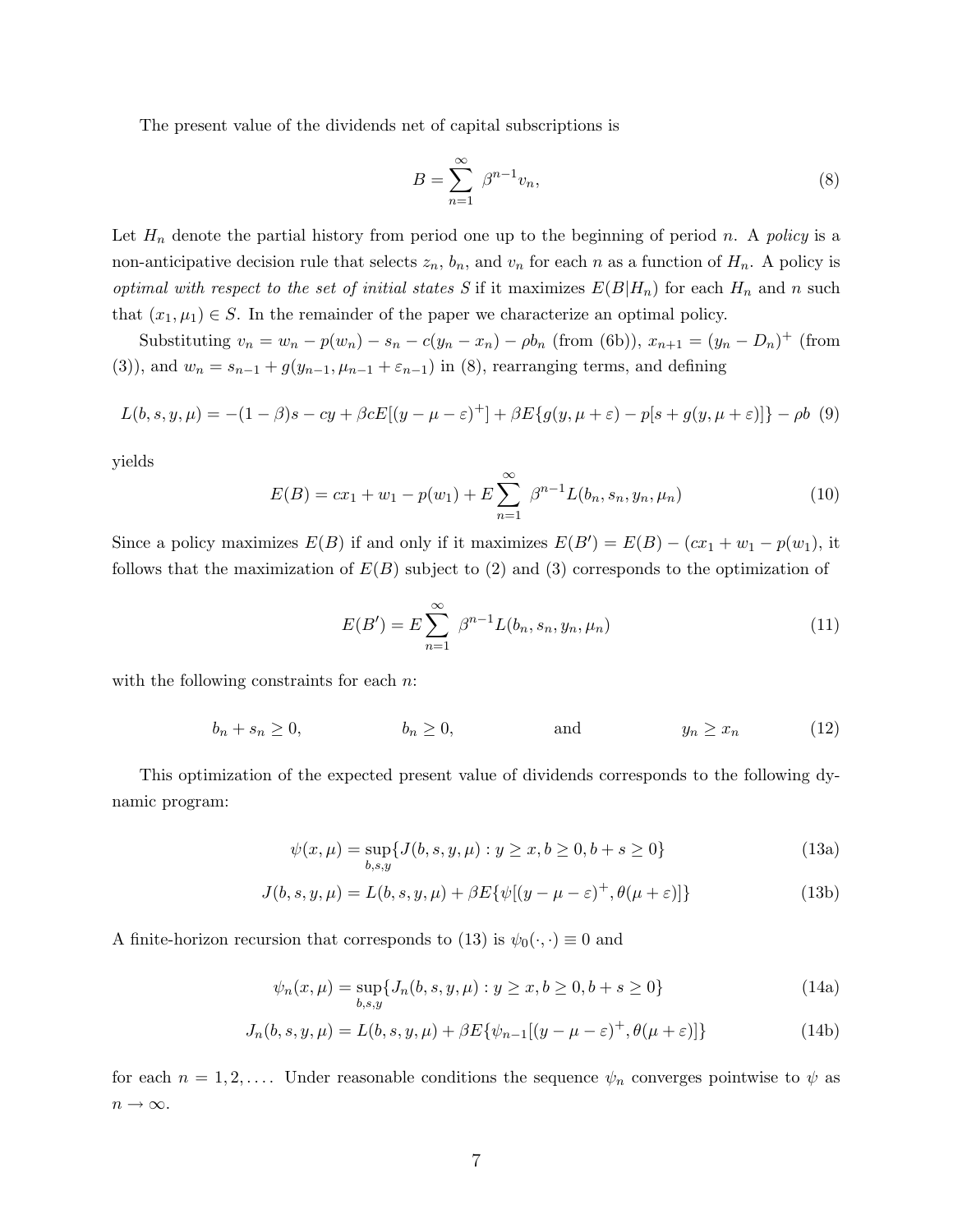The present value of the dividends net of capital subscriptions is

$$B = \sum_{n=1}^{\infty} \beta^{n-1} v_n, \tag{8}$$

Let $H_n$ denote the partial history from period one up to the beginning of period $n$. A *policy* is a non-anticipative decision rule that selects $z_n$, $b_n$, and $v_n$ for each $n$ as a function of $H_n$. A policy is *optimal with respect to the set of initial states* $S$ if it maximizes $E(B|H_n)$ for each $H_n$ and $n$ such that $(x_1, \mu_1) \in S$. In the remainder of the paper we characterize an optimal policy.

Substituting $v_n = w_n - p(w_n) - s_n - c(y_n - x_n) - \rho b_n$ (from (6b)), $x_{n+1} = (y_n - D_n)^+$ (from (3)), and $w_n = s_{n-1} + g(y_{n-1}, \mu_{n-1} + \varepsilon_{n-1})$ in (8), rearranging terms, and defining

$$L(b, s, y, \mu) = -(1-\beta)s - cy + \beta c E[(y - \mu - \varepsilon)^+] + \beta E\{g(y, \mu + \varepsilon) - p[s + g(y, \mu + \varepsilon)]\} - \rho b \tag{9}$$

yields

$$E(B) = cx_1 + w_1 - p(w_1) + E \sum_{n=1}^{\infty} \beta^{n-1} L(b_n, s_n, y_n, \mu_n) \tag{10}$$

Since a policy maximizes $E(B)$ if and only if it maximizes $E(B') = E(B) - (cx_1 + w_1 - p(w_1))$, it follows that the maximization of $E(B)$ subject to (2) and (3) corresponds to the optimization of

$$E(B') = E \sum_{n=1}^{\infty} \beta^{n-1} L(b_n, s_n, y_n, \mu_n) \tag{11}$$

with the following constraints for each $n$:

$$b_n + s_n \geq 0, \qquad b_n \geq 0, \qquad \text{and} \qquad y_n \geq x_n \tag{12}$$

This optimization of the expected present value of dividends corresponds to the following dynamic program:

$$\psi(x, \mu) = \sup_{b,s,y} \{J(b, s, y, \mu) : y \geq x, b \geq 0, b + s \geq 0\} \tag{13a}$$

$$J(b, s, y, \mu) = L(b, s, y, \mu) + \beta E\{\psi[(y - \mu - \varepsilon)^+, \theta(\mu + \varepsilon)]\} \tag{13b}$$

A finite-horizon recursion that corresponds to (13) is $\psi_0(\cdot, \cdot) \equiv 0$ and

$$\psi_n(x, \mu) = \sup_{b,s,y} \{J_n(b, s, y, \mu) : y \geq x, b \geq 0, b + s \geq 0\} \tag{14a}$$

$$J_n(b, s, y, \mu) = L(b, s, y, \mu) + \beta E\{\psi_{n-1}[(y - \mu - \varepsilon)^+, \theta(\mu + \varepsilon)]\} \tag{14b}$$

for each $n = 1, 2, \ldots$. Under reasonable conditions the sequence $\psi_n$ converges pointwise to $\psi$ as $n \to \infty$.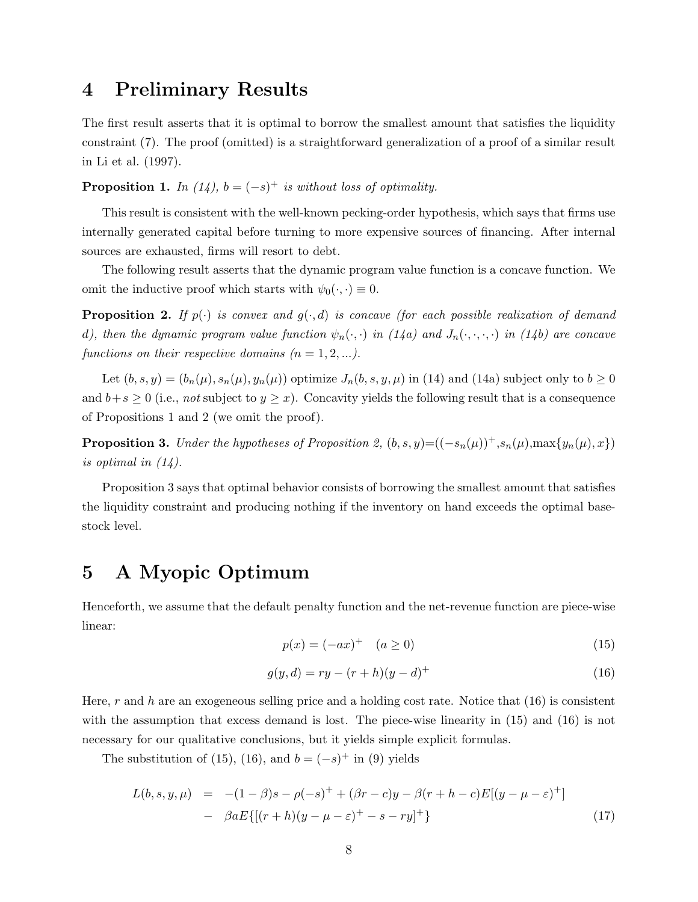# 4 Preliminary Results

The first result asserts that it is optimal to borrow the smallest amount that satisfies the liquidity constraint (7). The proof (omitted) is a straightforward generalization of a proof of a similar result in Li et al. (1997).

**Proposition 1.** *In (14), $b = (-s)^+$ is without loss of optimality.*

This result is consistent with the well-known pecking-order hypothesis, which says that firms use internally generated capital before turning to more expensive sources of financing. After internal sources are exhausted, firms will resort to debt.

The following result asserts that the dynamic program value function is a concave function. We omit the inductive proof which starts with $\psi_0(\cdot,\cdot) \equiv 0$.

**Proposition 2.** *If $p(\cdot)$ is convex and $g(\cdot, d)$ is concave (for each possible realization of demand $d$), then the dynamic program value function $\psi_n(\cdot,\cdot)$ in (14a) and $J_n(\cdot,\cdot,\cdot,\cdot)$ in (14b) are concave functions on their respective domains ($n = 1, 2, ...$).*

Let $(b, s, y) = (b_n(\mu), s_n(\mu), y_n(\mu))$ optimize $J_n(b, s, y, \mu)$ in (14) and (14a) subject only to $b \geq 0$ and $b+s \geq 0$ (i.e., *not* subject to $y \geq x$). Concavity yields the following result that is a consequence of Propositions 1 and 2 (we omit the proof).

**Proposition 3.** *Under the hypotheses of Proposition 2, $(b, s, y)$=$((-s_n(\mu))^+$,$s_n(\mu)$,$\max\{y_n(\mu), x\})$ is optimal in (14).*

Proposition 3 says that optimal behavior consists of borrowing the smallest amount that satisfies the liquidity constraint and producing nothing if the inventory on hand exceeds the optimal base-stock level.

# 5 A Myopic Optimum

Henceforth, we assume that the default penalty function and the net-revenue function are piece-wise linear:

$$p(x) = (-ax)^+ \quad (a \geq 0) \tag{15}$$

$$g(y, d) = ry - (r + h)(y - d)^+ \tag{16}$$

Here, $r$ and $h$ are an exogeneous selling price and a holding cost rate. Notice that (16) is consistent with the assumption that excess demand is lost. The piece-wise linearity in (15) and (16) is not necessary for our qualitative conclusions, but it yields simple explicit formulas.

The substitution of (15), (16), and $b = (-s)^+$ in (9) yields

$$\begin{aligned} L(b, s, y, \mu) \;&=\; -(1-\beta)s - \rho(-s)^+ + (\beta r - c)y - \beta(r + h - c)E[(y - \mu - \varepsilon)^+] \\ &-\; \beta a E\{[(r + h)(y - \mu - \varepsilon)^+ - s - ry]^+\} \end{aligned} \tag{17}$$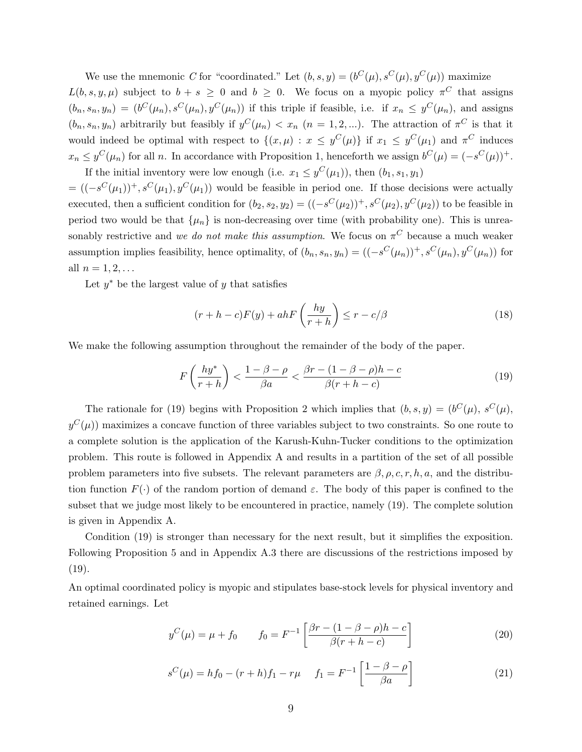We use the mnemonic $C$ for "coordinated." Let $(b, s, y) = (b^C(\mu), s^C(\mu), y^C(\mu))$ maximize $L(b, s, y, \mu)$ subject to $b + s \geq 0$ and $b \geq 0$. We focus on a myopic policy $\pi^C$ that assigns $(b_n, s_n, y_n) = (b^C(\mu_n), s^C(\mu_n), y^C(\mu_n))$ if this triple if feasible, i.e. if $x_n \leq y^C(\mu_n)$, and assigns $(b_n, s_n, y_n)$ arbitrarily but feasibly if $y^C(\mu_n) < x_n$ $(n = 1, 2, ...)$. The attraction of $\pi^C$ is that it would indeed be optimal with respect to $\{(x, \mu) : x \leq y^C(\mu)\}$ if $x_1 \leq y^C(\mu_1)$ and $\pi^C$ induces $x_n \leq y^C(\mu_n)$ for all $n$. In accordance with Proposition 1, henceforth we assign $b^C(\mu) = (-s^C(\mu))^+$.

If the initial inventory were low enough (i.e. $x_1 \leq y^C(\mu_1)$), then $(b_1, s_1, y_1)$ $= ((-s^C(\mu_1))^+, s^C(\mu_1), y^C(\mu_1))$ would be feasible in period one. If those decisions were actually executed, then a sufficient condition for $(b_2, s_2, y_2) = ((-s^C(\mu_2))^+, s^C(\mu_2), y^C(\mu_2))$ to be feasible in period two would be that $\{\mu_n\}$ is non-decreasing over time (with probability one). This is unreasonably restrictive and *we do not make this assumption*. We focus on $\pi^C$ because a much weaker assumption implies feasibility, hence optimality, of $(b_n, s_n, y_n) = ((-s^C(\mu_n))^+, s^C(\mu_n), y^C(\mu_n))$ for all $n = 1, 2, \ldots$

Let $y^*$ be the largest value of $y$ that satisfies

$$(r + h - c)F(y) + ahF\left(\frac{hy}{r + h}\right) \leq r - c/\beta \tag{18}$$

We make the following assumption throughout the remainder of the body of the paper.

$$F\left(\frac{hy^*}{r + h}\right) < \frac{1 - \beta - \rho}{\beta a} < \frac{\beta r - (1 - \beta - \rho)h - c}{\beta(r + h - c)} \tag{19}$$

The rationale for (19) begins with Proposition 2 which implies that $(b, s, y) = (b^C(\mu),\ s^C(\mu),\ y^C(\mu))$ maximizes a concave function of three variables subject to two constraints. So one route to a complete solution is the application of the Karush-Kuhn-Tucker conditions to the optimization problem. This route is followed in Appendix A and results in a partition of the set of all possible problem parameters into five subsets. The relevant parameters are $\beta, \rho, c, r, h, a$, and the distribution function $F(\cdot)$ of the random portion of demand $\varepsilon$. The body of this paper is confined to the subset that we judge most likely to be encountered in practice, namely (19). The complete solution is given in Appendix A.

Condition (19) is stronger than necessary for the next result, but it simplifies the exposition. Following Proposition 5 and in Appendix A.3 there are discussions of the restrictions imposed by (19).

An optimal coordinated policy is myopic and stipulates base-stock levels for physical inventory and retained earnings. Let

$$y^C(\mu) = \mu + f_0 \qquad f_0 = F^{-1}\left[\frac{\beta r - (1 - \beta - \rho)h - c}{\beta(r + h - c)}\right] \tag{20}$$

$$s^C(\mu) = hf_0 - (r + h)f_1 - r\mu \qquad f_1 = F^{-1}\left[\frac{1 - \beta - \rho}{\beta a}\right] \tag{21}$$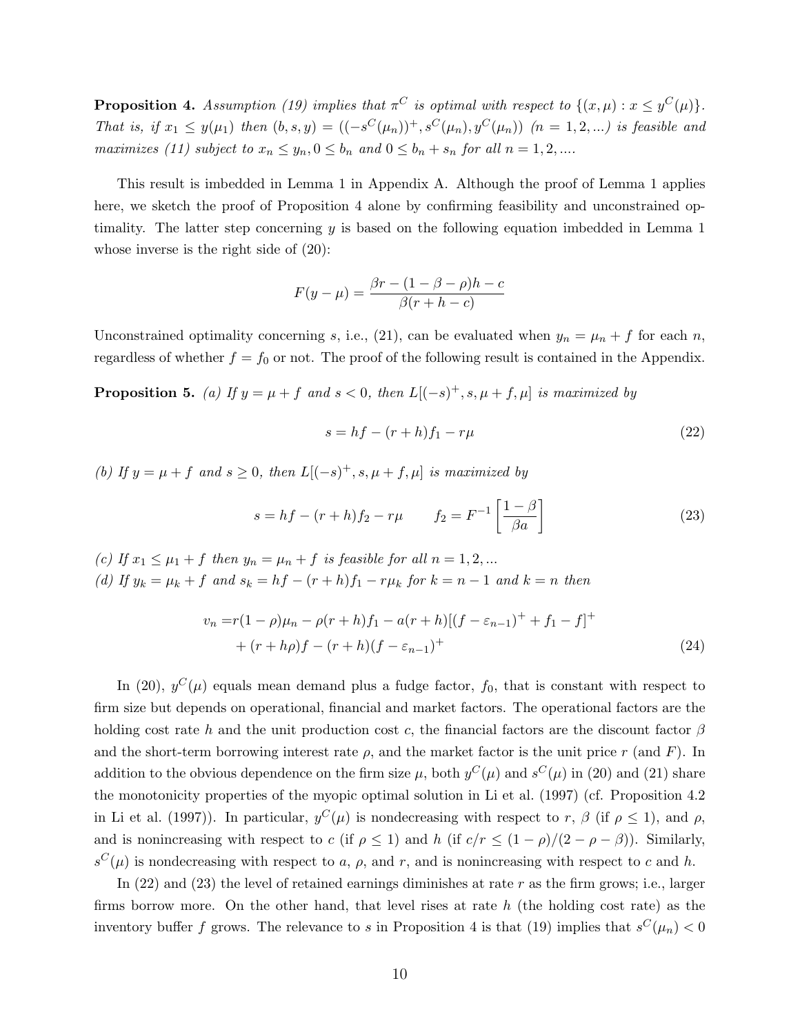**Proposition 4.** *Assumption (19) implies that $\pi^C$ is optimal with respect to $\{(x, \mu) : x \leq y^C(\mu)\}$. That is, if $x_1 \leq y(\mu_1)$ then $(b, s, y) = ((-s^C(\mu_n))^+, s^C(\mu_n), y^C(\mu_n))$ $(n = 1, 2, ...)$ is feasible and maximizes (11) subject to $x_n \leq y_n, 0 \leq b_n$ and $0 \leq b_n + s_n$ for all $n = 1, 2, ....$*

This result is imbedded in Lemma 1 in Appendix A. Although the proof of Lemma 1 applies here, we sketch the proof of Proposition 4 alone by confirming feasibility and unconstrained optimality. The latter step concerning $y$ is based on the following equation imbedded in Lemma 1 whose inverse is the right side of (20):

$$F(y - \mu) = \frac{\beta r - (1 - \beta - \rho)h - c}{\beta(r + h - c)}$$

Unconstrained optimality concerning $s$, i.e., (21), can be evaluated when $y_n = \mu_n + f$ for each $n$, regardless of whether $f = f_0$ or not. The proof of the following result is contained in the Appendix.

**Proposition 5.** *(a) If $y = \mu + f$ and $s < 0$, then $L[(-s)^+, s, \mu + f, \mu]$ is maximized by*

$$s = hf - (r + h)f_1 - r\mu \tag{22}$$

*(b) If $y = \mu + f$ and $s \geq 0$, then $L[(-s)^+, s, \mu + f, \mu]$ is maximized by*

$$s = hf - (r + h)f_2 - r\mu \qquad f_2 = F^{-1}\left[\frac{1 - \beta}{\beta a}\right] \tag{23}$$

*(c) If $x_1 \leq \mu_1 + f$ then $y_n = \mu_n + f$ is feasible for all $n = 1, 2, ...$*

*(d) If $y_k = \mu_k + f$ and $s_k = hf - (r + h)f_1 - r\mu_k$ for $k = n - 1$ and $k = n$ then*

$$\begin{aligned} v_n =& r(1 - \rho)\mu_n - \rho(r + h)f_1 - a(r + h)[(f - \varepsilon_{n-1})^+ + f_1 - f]^+ \\ &+ (r + h\rho)f - (r + h)(f - \varepsilon_{n-1})^+ \end{aligned} \tag{24}$$

In (20), $y^C(\mu)$ equals mean demand plus a fudge factor, $f_0$, that is constant with respect to firm size but depends on operational, financial and market factors. The operational factors are the holding cost rate $h$ and the unit production cost $c$, the financial factors are the discount factor $\beta$ and the short-term borrowing interest rate $\rho$, and the market factor is the unit price $r$ (and $F$). In addition to the obvious dependence on the firm size $\mu$, both $y^C(\mu)$ and $s^C(\mu)$ in (20) and (21) share the monotonicity properties of the myopic optimal solution in Li et al. (1997) (cf. Proposition 4.2 in Li et al. (1997)). In particular, $y^C(\mu)$ is nondecreasing with respect to $r$, $\beta$ (if $\rho \leq 1$), and $\rho$, and is nonincreasing with respect to $c$ (if $\rho \leq 1$) and $h$ (if $c/r \leq (1 - \rho)/(2 - \rho - \beta)$). Similarly, $s^C(\mu)$ is nondecreasing with respect to $a$, $\rho$, and $r$, and is nonincreasing with respect to $c$ and $h$.

In (22) and (23) the level of retained earnings diminishes at rate $r$ as the firm grows; i.e., larger firms borrow more. On the other hand, that level rises at rate $h$ (the holding cost rate) as the inventory buffer $f$ grows. The relevance to $s$ in Proposition 4 is that (19) implies that $s^C(\mu_n) < 0$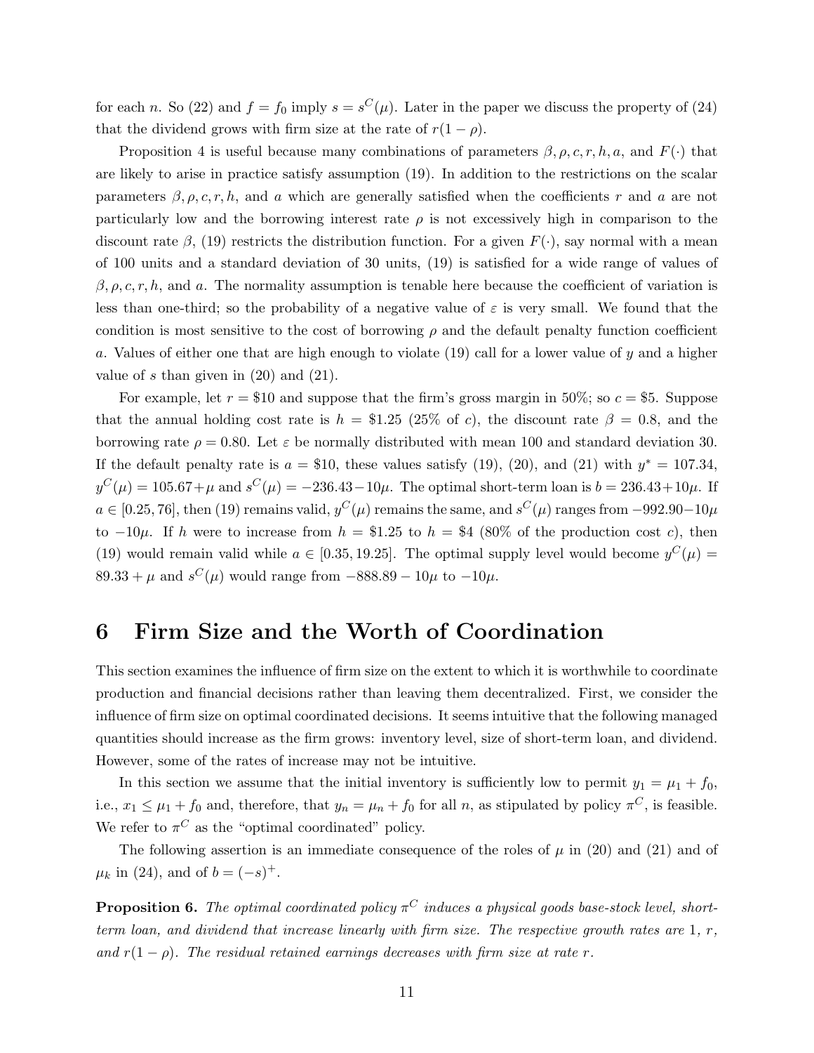for each $n$. So (22) and $f = f_0$ imply $s = s^C(\mu)$. Later in the paper we discuss the property of (24) that the dividend grows with firm size at the rate of $r(1 - \rho)$.

Proposition 4 is useful because many combinations of parameters $\beta, \rho, c, r, h, a$, and $F(\cdot)$ that are likely to arise in practice satisfy assumption (19). In addition to the restrictions on the scalar parameters $\beta, \rho, c, r, h$, and $a$ which are generally satisfied when the coefficients $r$ and $a$ are not particularly low and the borrowing interest rate $\rho$ is not excessively high in comparison to the discount rate $\beta$, (19) restricts the distribution function. For a given $F(\cdot)$, say normal with a mean of 100 units and a standard deviation of 30 units, (19) is satisfied for a wide range of values of $\beta, \rho, c, r, h$, and $a$. The normality assumption is tenable here because the coefficient of variation is less than one-third; so the probability of a negative value of $\varepsilon$ is very small. We found that the condition is most sensitive to the cost of borrowing $\rho$ and the default penalty function coefficient $a$. Values of either one that are high enough to violate (19) call for a lower value of $y$ and a higher value of $s$ than given in (20) and (21).

For example, let $r = \$10$ and suppose that the firm's gross margin in 50%; so $c = \$5$. Suppose that the annual holding cost rate is $h = \$1.25$ (25% of $c$), the discount rate $\beta = 0.8$, and the borrowing rate $\rho = 0.80$. Let $\varepsilon$ be normally distributed with mean 100 and standard deviation 30. If the default penalty rate is $a = \$10$, these values satisfy (19), (20), and (21) with $y^* = 107.34$, $y^C(\mu) = 105.67 + \mu$ and $s^C(\mu) = -236.43 - 10\mu$. The optimal short-term loan is $b = 236.43 + 10\mu$. If $a \in [0.25, 76]$, then (19) remains valid, $y^C(\mu)$ remains the same, and $s^C(\mu)$ ranges from $-992.90 - 10\mu$ to $-10\mu$. If $h$ were to increase from $h = \$1.25$ to $h = \$4$ (80% of the production cost $c$), then (19) would remain valid while $a \in [0.35, 19.25]$. The optimal supply level would become $y^C(\mu) = 89.33 + \mu$ and $s^C(\mu)$ would range from $-888.89 - 10\mu$ to $-10\mu$.

# 6 Firm Size and the Worth of Coordination

This section examines the influence of firm size on the extent to which it is worthwhile to coordinate production and financial decisions rather than leaving them decentralized. First, we consider the influence of firm size on optimal coordinated decisions. It seems intuitive that the following managed quantities should increase as the firm grows: inventory level, size of short-term loan, and dividend. However, some of the rates of increase may not be intuitive.

In this section we assume that the initial inventory is sufficiently low to permit $y_1 = \mu_1 + f_0$, i.e., $x_1 \le \mu_1 + f_0$ and, therefore, that $y_n = \mu_n + f_0$ for all $n$, as stipulated by policy $\pi^C$, is feasible. We refer to $\pi^C$ as the "optimal coordinated" policy.

The following assertion is an immediate consequence of the roles of $\mu$ in (20) and (21) and of $\mu_k$ in (24), and of $b = (-s)^+$.

**Proposition 6.** *The optimal coordinated policy $\pi^C$ induces a physical goods base-stock level, short-term loan, and dividend that increase linearly with firm size. The respective growth rates are 1, $r$, and $r(1 - \rho)$. The residual retained earnings decreases with firm size at rate $r$.*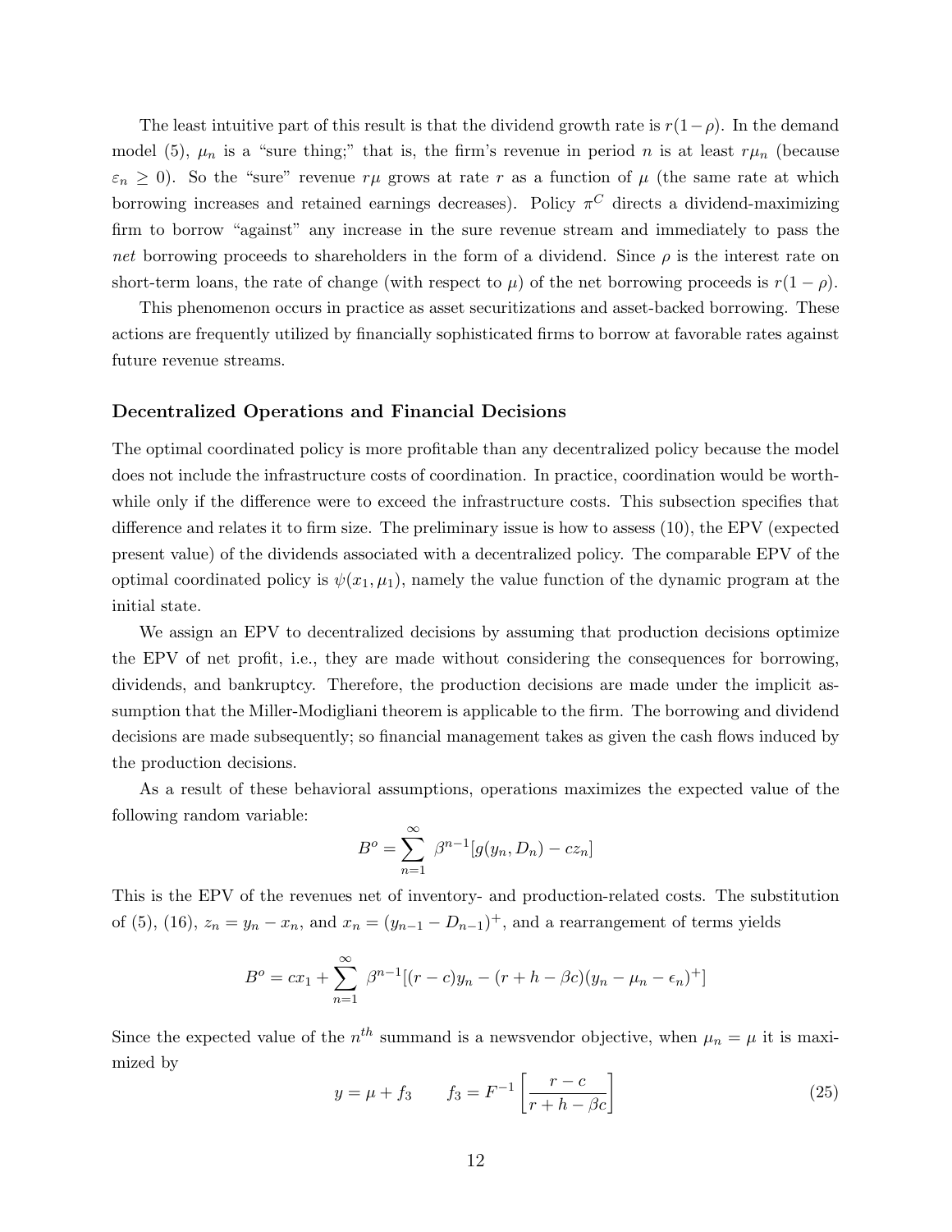The least intuitive part of this result is that the dividend growth rate is $r(1-\rho)$. In the demand model (5), $\mu_n$ is a "sure thing;" that is, the firm's revenue in period $n$ is at least $r\mu_n$ (because $\varepsilon_n \geq 0$). So the "sure" revenue $r\mu$ grows at rate $r$ as a function of $\mu$ (the same rate at which borrowing increases and retained earnings decreases). Policy $\pi^C$ directs a dividend-maximizing firm to borrow "against" any increase in the sure revenue stream and immediately to pass the *net* borrowing proceeds to shareholders in the form of a dividend. Since $\rho$ is the interest rate on short-term loans, the rate of change (with respect to $\mu$) of the net borrowing proceeds is $r(1-\rho)$.

This phenomenon occurs in practice as asset securitizations and asset-backed borrowing. These actions are frequently utilized by financially sophisticated firms to borrow at favorable rates against future revenue streams.

### Decentralized Operations and Financial Decisions

The optimal coordinated policy is more profitable than any decentralized policy because the model does not include the infrastructure costs of coordination. In practice, coordination would be worthwhile only if the difference were to exceed the infrastructure costs. This subsection specifies that difference and relates it to firm size. The preliminary issue is how to assess (10), the EPV (expected present value) of the dividends associated with a decentralized policy. The comparable EPV of the optimal coordinated policy is $\psi(x_1, \mu_1)$, namely the value function of the dynamic program at the initial state.

We assign an EPV to decentralized decisions by assuming that production decisions optimize the EPV of net profit, i.e., they are made without considering the consequences for borrowing, dividends, and bankruptcy. Therefore, the production decisions are made under the implicit assumption that the Miller-Modigliani theorem is applicable to the firm. The borrowing and dividend decisions are made subsequently; so financial management takes as given the cash flows induced by the production decisions.

As a result of these behavioral assumptions, operations maximizes the expected value of the following random variable:

$$B^o = \sum_{n=1}^{\infty} \beta^{n-1}[g(y_n, D_n) - cz_n]$$

This is the EPV of the revenues net of inventory- and production-related costs. The substitution of (5), (16), $z_n = y_n - x_n$, and $x_n = (y_{n-1} - D_{n-1})^+$, and a rearrangement of terms yields

$$B^o = cx_1 + \sum_{n=1}^{\infty} \beta^{n-1}[(r-c)y_n - (r+h-\beta c)(y_n - \mu_n - \epsilon_n)^+]$$

Since the expected value of the $n^{th}$ summand is a newsvendor objective, when $\mu_n = \mu$ it is maximized by

$$y = \mu + f_3 \qquad f_3 = F^{-1}\left[\frac{r-c}{r+h-\beta c}\right] \tag{25}$$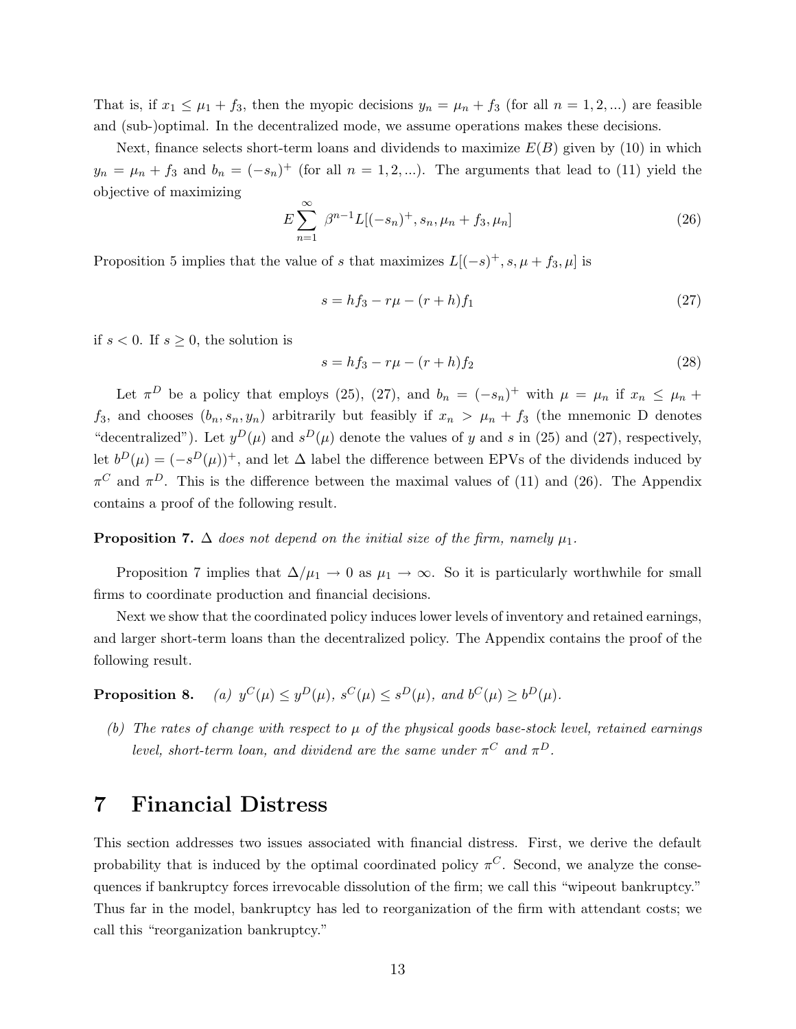That is, if $x_1 \leq \mu_1 + f_3$, then the myopic decisions $y_n = \mu_n + f_3$ (for all $n = 1, 2, ...$) are feasible and (sub-)optimal. In the decentralized mode, we assume operations makes these decisions.

Next, finance selects short-term loans and dividends to maximize $E(B)$ given by (10) in which $y_n = \mu_n + f_3$ and $b_n = (-s_n)^+$ (for all $n = 1, 2, ...$). The arguments that lead to (11) yield the objective of maximizing

$$E \sum_{n=1}^{\infty} \beta^{n-1} L[(-s_n)^+, s_n, \mu_n + f_3, \mu_n] \tag{26}$$

Proposition 5 implies that the value of $s$ that maximizes $L[(-s)^+, s, \mu + f_3, \mu]$ is

$$s = hf_3 - r\mu - (r + h)f_1 \tag{27}$$

if $s < 0$. If $s \geq 0$, the solution is

$$s = hf_3 - r\mu - (r + h)f_2 \tag{28}$$

Let $\pi^D$ be a policy that employs (25), (27), and $b_n = (-s_n)^+$ with $\mu = \mu_n$ if $x_n \leq \mu_n + f_3$, and chooses $(b_n, s_n, y_n)$ arbitrarily but feasibly if $x_n > \mu_n + f_3$ (the mnemonic D denotes "decentralized"). Let $y^D(\mu)$ and $s^D(\mu)$ denote the values of $y$ and $s$ in (25) and (27), respectively, let $b^D(\mu) = (-s^D(\mu))^+$, and let $\Delta$ label the difference between EPVs of the dividends induced by $\pi^C$ and $\pi^D$. This is the difference between the maximal values of (11) and (26). The Appendix contains a proof of the following result.

**Proposition 7.** *$\Delta$ does not depend on the initial size of the firm, namely $\mu_1$.*

Proposition 7 implies that $\Delta/\mu_1 \to 0$ as $\mu_1 \to \infty$. So it is particularly worthwhile for small firms to coordinate production and financial decisions.

Next we show that the coordinated policy induces lower levels of inventory and retained earnings, and larger short-term loans than the decentralized policy. The Appendix contains the proof of the following result.

**Proposition 8.** *(a) $y^C(\mu) \leq y^D(\mu)$, $s^C(\mu) \leq s^D(\mu)$, and $b^C(\mu) \geq b^D(\mu)$.*

*(b) The rates of change with respect to $\mu$ of the physical goods base-stock level, retained earnings level, short-term loan, and dividend are the same under $\pi^C$ and $\pi^D$.*

# 7 Financial Distress

This section addresses two issues associated with financial distress. First, we derive the default probability that is induced by the optimal coordinated policy $\pi^C$. Second, we analyze the consequences if bankruptcy forces irrevocable dissolution of the firm; we call this "wipeout bankruptcy." Thus far in the model, bankruptcy has led to reorganization of the firm with attendant costs; we call this "reorganization bankruptcy."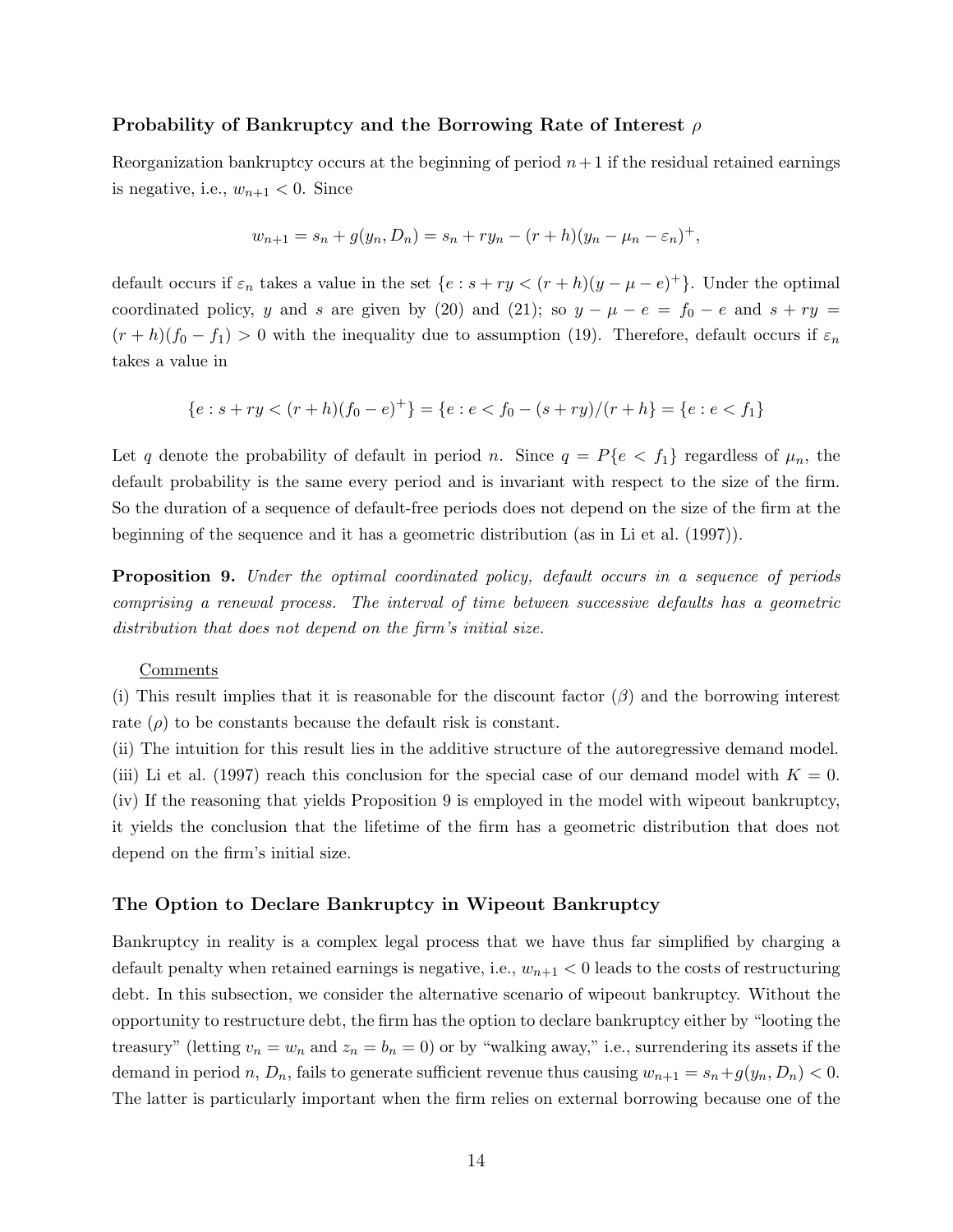### Probability of Bankruptcy and the Borrowing Rate of Interest $\rho$

Reorganization bankruptcy occurs at the beginning of period $n+1$ if the residual retained earnings is negative, i.e., $w_{n+1} < 0$. Since

$$w_{n+1} = s_n + g(y_n, D_n) = s_n + ry_n - (r+h)(y_n - \mu_n - \varepsilon_n)^+,$$

default occurs if $\varepsilon_n$ takes a value in the set $\{e : s + ry < (r+h)(y - \mu - e)^+\}$. Under the optimal coordinated policy, $y$ and $s$ are given by (20) and (21); so $y - \mu - e = f_0 - e$ and $s + ry = (r+h)(f_0 - f_1) > 0$ with the inequality due to assumption (19). Therefore, default occurs if $\varepsilon_n$ takes a value in

$$\{e : s + ry < (r+h)(f_0 - e)^+\} = \{e : e < f_0 - (s + ry)/(r+h\} = \{e : e < f_1\}$$

Let $q$ denote the probability of default in period $n$. Since $q = P\{e < f_1\}$ regardless of $\mu_n$, the default probability is the same every period and is invariant with respect to the size of the firm. So the duration of a sequence of default-free periods does not depend on the size of the firm at the beginning of the sequence and it has a geometric distribution (as in Li et al. (1997)).

**Proposition 9.** *Under the optimal coordinated policy, default occurs in a sequence of periods comprising a renewal process. The interval of time between successive defaults has a geometric distribution that does not depend on the firm's initial size.*

Comments

(i) This result implies that it is reasonable for the discount factor ($\beta$) and the borrowing interest rate ($\rho$) to be constants because the default risk is constant.
(ii) The intuition for this result lies in the additive structure of the autoregressive demand model.
(iii) Li et al. (1997) reach this conclusion for the special case of our demand model with $K = 0$.
(iv) If the reasoning that yields Proposition 9 is employed in the model with wipeout bankruptcy, it yields the conclusion that the lifetime of the firm has a geometric distribution that does not depend on the firm's initial size.

### The Option to Declare Bankruptcy in Wipeout Bankruptcy

Bankruptcy in reality is a complex legal process that we have thus far simplified by charging a default penalty when retained earnings is negative, i.e., $w_{n+1} < 0$ leads to the costs of restructuring debt. In this subsection, we consider the alternative scenario of wipeout bankruptcy. Without the opportunity to restructure debt, the firm has the option to declare bankruptcy either by "looting the treasury" (letting $v_n = w_n$ and $z_n = b_n = 0$) or by "walking away," i.e., surrendering its assets if the demand in period $n$, $D_n$, fails to generate sufficient revenue thus causing $w_{n+1} = s_n + g(y_n, D_n) < 0$. The latter is particularly important when the firm relies on external borrowing because one of the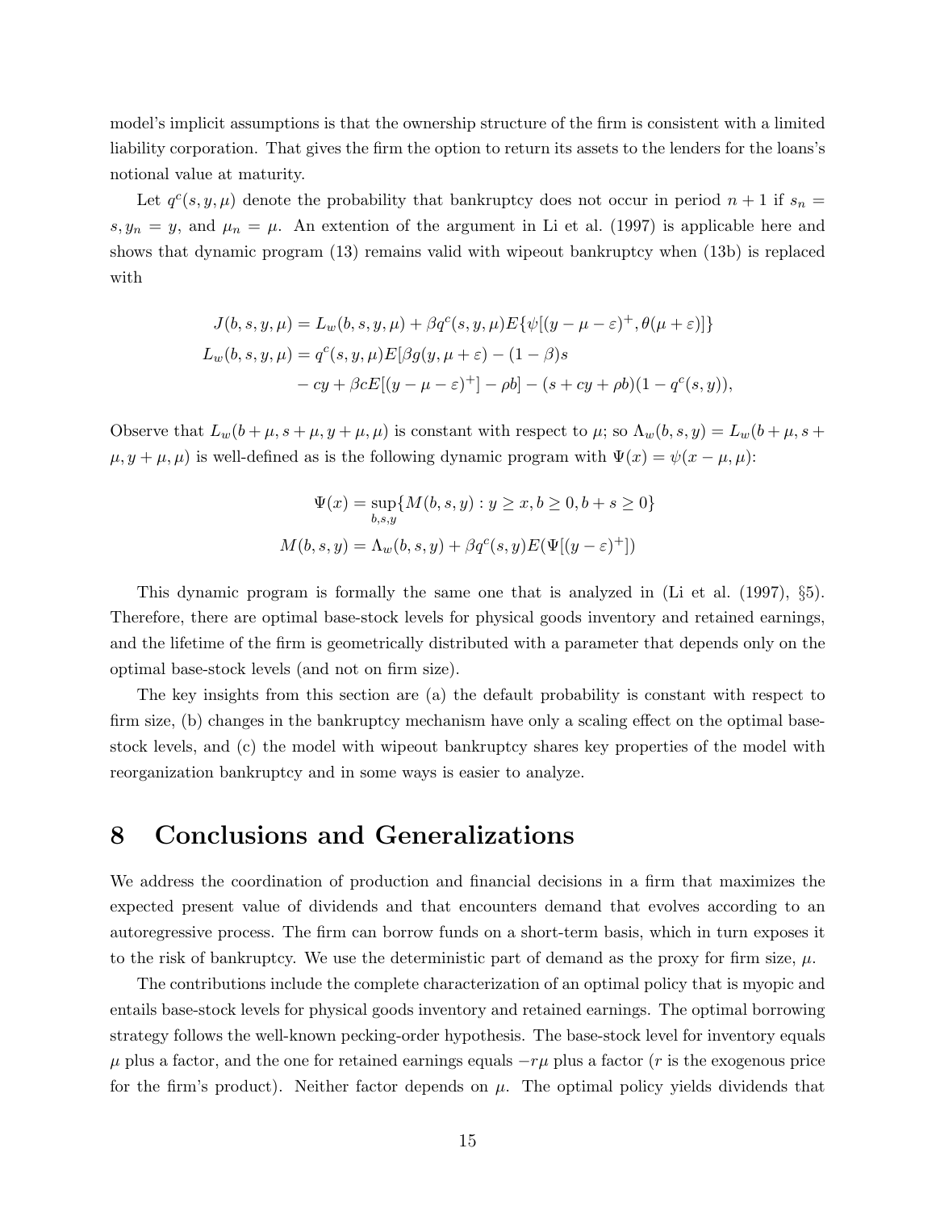model's implicit assumptions is that the ownership structure of the firm is consistent with a limited liability corporation. That gives the firm the option to return its assets to the lenders for the loans's notional value at maturity.

Let $q^c(s, y, \mu)$ denote the probability that bankruptcy does not occur in period $n + 1$ if $s_n = s, y_n = y$, and $\mu_n = \mu$. An extention of the argument in Li et al. (1997) is applicable here and shows that dynamic program (13) remains valid with wipeout bankruptcy when (13b) is replaced with

$$
\begin{aligned}
J(b, s, y, \mu) &= L_w(b, s, y, \mu) + \beta q^c(s, y, \mu) E\{\psi[(y - \mu - \varepsilon)^+, \theta(\mu + \varepsilon)]\} \\
L_w(b, s, y, \mu) &= q^c(s, y, \mu) E[\beta g(y, \mu + \varepsilon) - (1 - \beta)s \\
&\quad - cy + \beta c E[(y - \mu - \varepsilon)^+] - \rho b] - (s + cy + \rho b)(1 - q^c(s, y)),
\end{aligned}
$$

Observe that $L_w(b + \mu, s + \mu, y + \mu, \mu)$ is constant with respect to $\mu$; so $\Lambda_w(b, s, y) = L_w(b + \mu, s + \mu, y + \mu, \mu)$ is well-defined as is the following dynamic program with $\Psi(x) = \psi(x - \mu, \mu)$:

$$
\begin{aligned}
\Psi(x) &= \sup_{b,s,y}\{M(b, s, y) : y \geq x, b \geq 0, b + s \geq 0\} \\
M(b, s, y) &= \Lambda_w(b, s, y) + \beta q^c(s, y) E(\Psi[(y - \varepsilon)^+])
\end{aligned}
$$

This dynamic program is formally the same one that is analyzed in (Li et al. (1997), §5). Therefore, there are optimal base-stock levels for physical goods inventory and retained earnings, and the lifetime of the firm is geometrically distributed with a parameter that depends only on the optimal base-stock levels (and not on firm size).

The key insights from this section are (a) the default probability is constant with respect to firm size, (b) changes in the bankruptcy mechanism have only a scaling effect on the optimal base-stock levels, and (c) the model with wipeout bankruptcy shares key properties of the model with reorganization bankruptcy and in some ways is easier to analyze.

# 8 Conclusions and Generalizations

We address the coordination of production and financial decisions in a firm that maximizes the expected present value of dividends and that encounters demand that evolves according to an autoregressive process. The firm can borrow funds on a short-term basis, which in turn exposes it to the risk of bankruptcy. We use the deterministic part of demand as the proxy for firm size, $\mu$.

The contributions include the complete characterization of an optimal policy that is myopic and entails base-stock levels for physical goods inventory and retained earnings. The optimal borrowing strategy follows the well-known pecking-order hypothesis. The base-stock level for inventory equals $\mu$ plus a factor, and the one for retained earnings equals $-r\mu$ plus a factor ($r$ is the exogenous price for the firm's product). Neither factor depends on $\mu$. The optimal policy yields dividends that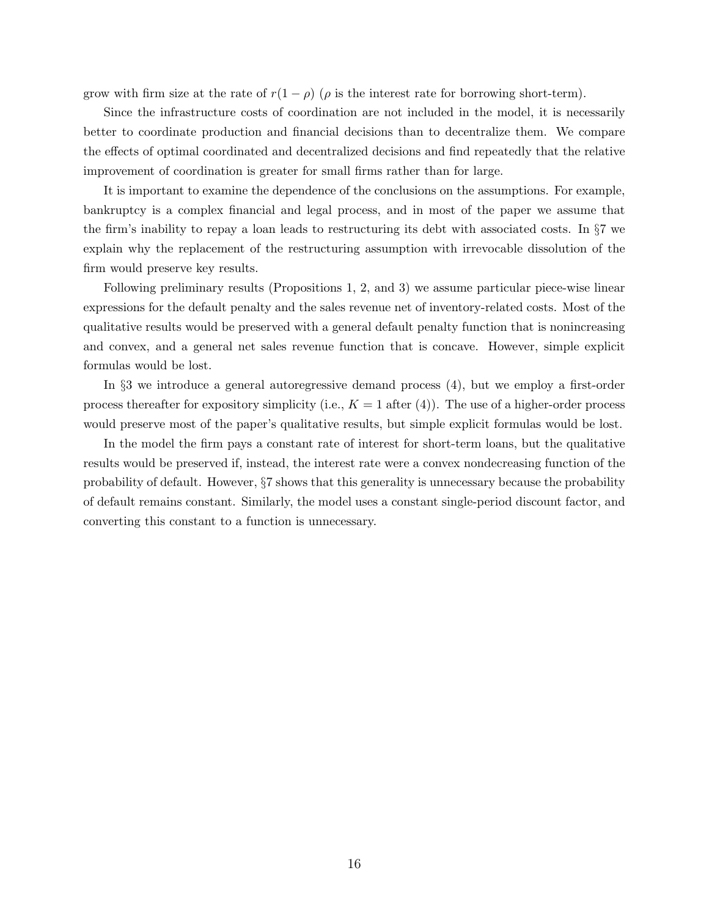grow with firm size at the rate of $r(1 - \rho)$ ($\rho$ is the interest rate for borrowing short-term).

Since the infrastructure costs of coordination are not included in the model, it is necessarily better to coordinate production and financial decisions than to decentralize them. We compare the effects of optimal coordinated and decentralized decisions and find repeatedly that the relative improvement of coordination is greater for small firms rather than for large.

It is important to examine the dependence of the conclusions on the assumptions. For example, bankruptcy is a complex financial and legal process, and in most of the paper we assume that the firm's inability to repay a loan leads to restructuring its debt with associated costs. In §7 we explain why the replacement of the restructuring assumption with irrevocable dissolution of the firm would preserve key results.

Following preliminary results (Propositions 1, 2, and 3) we assume particular piece-wise linear expressions for the default penalty and the sales revenue net of inventory-related costs. Most of the qualitative results would be preserved with a general default penalty function that is nonincreasing and convex, and a general net sales revenue function that is concave. However, simple explicit formulas would be lost.

In §3 we introduce a general autoregressive demand process (4), but we employ a first-order process thereafter for expository simplicity (i.e., $K = 1$ after (4)). The use of a higher-order process would preserve most of the paper's qualitative results, but simple explicit formulas would be lost.

In the model the firm pays a constant rate of interest for short-term loans, but the qualitative results would be preserved if, instead, the interest rate were a convex nondecreasing function of the probability of default. However, §7 shows that this generality is unnecessary because the probability of default remains constant. Similarly, the model uses a constant single-period discount factor, and converting this constant to a function is unnecessary.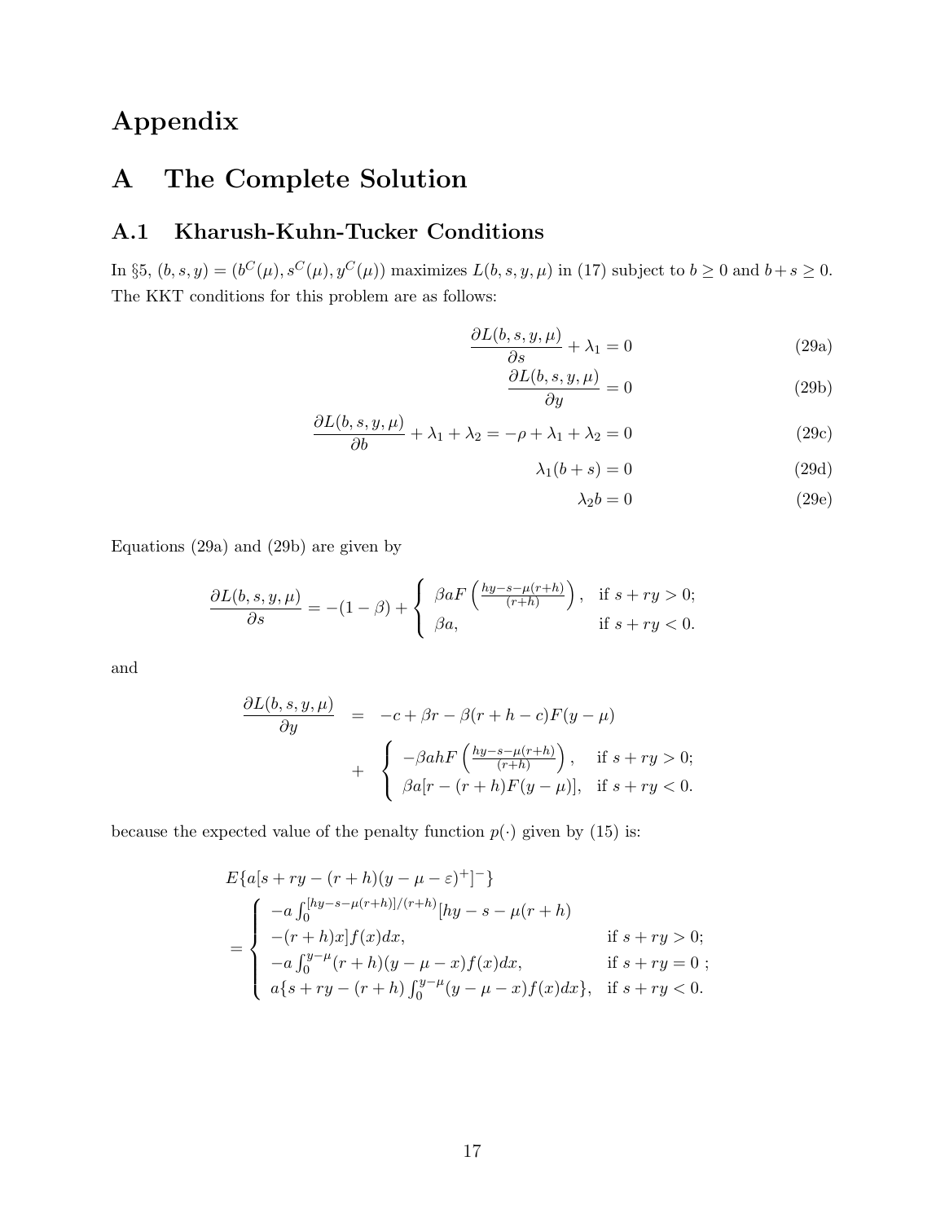# Appendix

# A The Complete Solution

## A.1 Kharush-Kuhn-Tucker Conditions

In §5, $(b, s, y) = (b^C(\mu), s^C(\mu), y^C(\mu))$ maximizes $L(b, s, y, \mu)$ in (17) subject to $b \geq 0$ and $b+s \geq 0$. The KKT conditions for this problem are as follows:

$$\frac{\partial L(b,s,y,\mu)}{\partial s} + \lambda_1 = 0 \tag{29a}$$

$$\frac{\partial L(b,s,y,\mu)}{\partial y} = 0 \tag{29b}$$

$$\frac{\partial L(b,s,y,\mu)}{\partial b} + \lambda_1 + \lambda_2 = -\rho + \lambda_1 + \lambda_2 = 0 \tag{29c}$$

$$\lambda_1(b+s) = 0 \tag{29d}$$

$$\lambda_2 b = 0 \tag{29e}$$

Equations (29a) and (29b) are given by

$$\frac{\partial L(b,s,y,\mu)}{\partial s} = -(1-\beta) + \begin{cases} \beta a F\left(\frac{hy-s-\mu(r+h)}{(r+h)}\right), & \text{if } s+ry > 0; \\ \beta a, & \text{if } s+ry < 0. \end{cases}$$

and

$$\begin{aligned} \frac{\partial L(b,s,y,\mu)}{\partial y} &= -c + \beta r - \beta(r+h-c)F(y-\mu) \\ &+ \begin{cases} -\beta a h F\left(\frac{hy-s-\mu(r+h)}{(r+h)}\right), & \text{if } s+ry > 0; \\ \beta a[r-(r+h)F(y-\mu)], & \text{if } s+ry < 0. \end{cases} \end{aligned}$$

because the expected value of the penalty function $p(\cdot)$ given by (15) is:

$$\begin{aligned} &E\{a[s+ry-(r+h)(y-\mu-\varepsilon)^+]^-\} \\ &= \begin{cases} -a\int_0^{[hy-s-\mu(r+h)]/(r+h)}[hy-s-\mu(r+h) \\ \quad -(r+h)x]f(x)dx, & \text{if } s+ry > 0; \\ -a\int_0^{y-\mu}(r+h)(y-\mu-x)f(x)dx, & \text{if } s+ry = 0\ ; \\ a\{s+ry-(r+h)\int_0^{y-\mu}(y-\mu-x)f(x)dx\}, & \text{if } s+ry < 0. \end{cases} \end{aligned}$$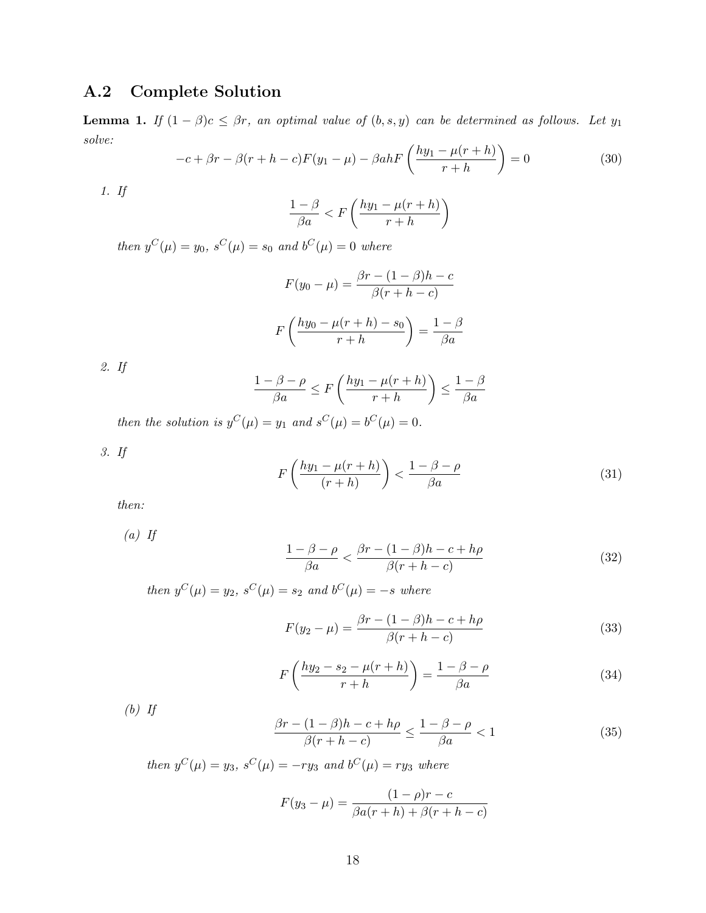## A.2 Complete Solution

**Lemma 1.** *If $(1-\beta)c \leq \beta r$, an optimal value of $(b, s, y)$ can be determined as follows. Let $y_1$ solve:*

$$-c + \beta r - \beta(r+h-c)F(y_1 - \mu) - \beta a h F\left(\frac{hy_1 - \mu(r+h)}{r+h}\right) = 0 \tag{30}$$

1. *If*

$$\frac{1-\beta}{\beta a} < F\left(\frac{hy_1 - \mu(r+h)}{r+h}\right)$$

*then $y^C(\mu) = y_0$, $s^C(\mu) = s_0$ and $b^C(\mu) = 0$ where*

$$F(y_0 - \mu) = \frac{\beta r - (1-\beta)h - c}{\beta(r+h-c)}$$

$$F\left(\frac{hy_0 - \mu(r+h) - s_0}{r+h}\right) = \frac{1-\beta}{\beta a}$$

2. *If*

$$\frac{1-\beta-\rho}{\beta a} \leq F\left(\frac{hy_1 - \mu(r+h)}{r+h}\right) \leq \frac{1-\beta}{\beta a}$$

*then the solution is $y^C(\mu) = y_1$ and $s^C(\mu) = b^C(\mu) = 0$.*

3. *If*

$$F\left(\frac{hy_1 - \mu(r+h)}{(r+h)}\right) < \frac{1-\beta-\rho}{\beta a} \tag{31}$$

*then:*

   (a) *If*

$$\frac{1-\beta-\rho}{\beta a} < \frac{\beta r - (1-\beta)h - c + h\rho}{\beta(r+h-c)} \tag{32}$$

   *then $y^C(\mu) = y_2$, $s^C(\mu) = s_2$ and $b^C(\mu) = -s$ where*

$$F(y_2 - \mu) = \frac{\beta r - (1-\beta)h - c + h\rho}{\beta(r+h-c)} \tag{33}$$

$$F\left(\frac{hy_2 - s_2 - \mu(r+h)}{r+h}\right) = \frac{1-\beta-\rho}{\beta a} \tag{34}$$

   (b) *If*

$$\frac{\beta r - (1-\beta)h - c + h\rho}{\beta(r+h-c)} \leq \frac{1-\beta-\rho}{\beta a} < 1 \tag{35}$$

   *then $y^C(\mu) = y_3$, $s^C(\mu) = -ry_3$ and $b^C(\mu) = ry_3$ where*

$$F(y_3 - \mu) = \frac{(1-\rho)r - c}{\beta a(r+h) + \beta(r+h-c)}$$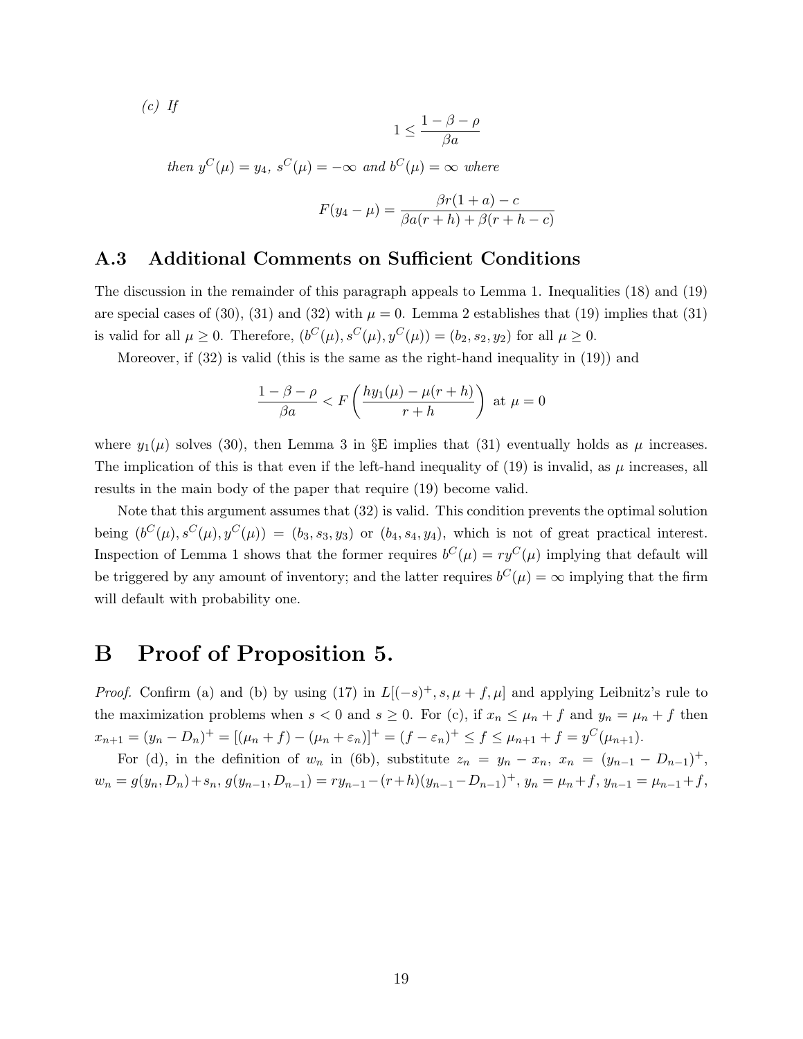*(c) If*

$$1 \leq \frac{1-\beta-\rho}{\beta a}$$

*then* $y^C(\mu) = y_4$, $s^C(\mu) = -\infty$ *and* $b^C(\mu) = \infty$ *where*

$$F(y_4 - \mu) = \frac{\beta r(1+a) - c}{\beta a(r+h) + \beta(r+h-c)}$$

### A.3 Additional Comments on Sufficient Conditions

The discussion in the remainder of this paragraph appeals to Lemma 1. Inequalities (18) and (19) are special cases of (30), (31) and (32) with $\mu = 0$. Lemma 2 establishes that (19) implies that (31) is valid for all $\mu \geq 0$. Therefore, $(b^C(\mu), s^C(\mu), y^C(\mu)) = (b_2, s_2, y_2)$ for all $\mu \geq 0$.

Moreover, if (32) is valid (this is the same as the right-hand inequality in (19)) and

$$\frac{1-\beta-\rho}{\beta a} < F\left(\frac{hy_1(\mu) - \mu(r+h)}{r+h}\right) \text{ at } \mu = 0$$

where $y_1(\mu)$ solves (30), then Lemma 3 in §E implies that (31) eventually holds as $\mu$ increases. The implication of this is that even if the left-hand inequality of (19) is invalid, as $\mu$ increases, all results in the main body of the paper that require (19) become valid.

Note that this argument assumes that (32) is valid. This condition prevents the optimal solution being $(b^C(\mu), s^C(\mu), y^C(\mu)) = (b_3, s_3, y_3)$ or $(b_4, s_4, y_4)$, which is not of great practical interest. Inspection of Lemma 1 shows that the former requires $b^C(\mu) = ry^C(\mu)$ implying that default will be triggered by any amount of inventory; and the latter requires $b^C(\mu) = \infty$ implying that the firm will default with probability one.

# B Proof of Proposition 5.

*Proof.* Confirm (a) and (b) by using (17) in $L[(-s)^+, s, \mu + f, \mu]$ and applying Leibnitz's rule to the maximization problems when $s < 0$ and $s \geq 0$. For (c), if $x_n \leq \mu_n + f$ and $y_n = \mu_n + f$ then $x_{n+1} = (y_n - D_n)^+ = [(\mu_n + f) - (\mu_n + \varepsilon_n)]^+ = (f - \varepsilon_n)^+ \leq f \leq \mu_{n+1} + f = y^C(\mu_{n+1})$.

For (d), in the definition of $w_n$ in (6b), substitute $z_n = y_n - x_n$, $x_n = (y_{n-1} - D_{n-1})^+$, $w_n = g(y_n, D_n) + s_n$, $g(y_{n-1}, D_{n-1}) = ry_{n-1} - (r+h)(y_{n-1} - D_{n-1})^+$, $y_n = \mu_n + f$, $y_{n-1} = \mu_{n-1} + f$,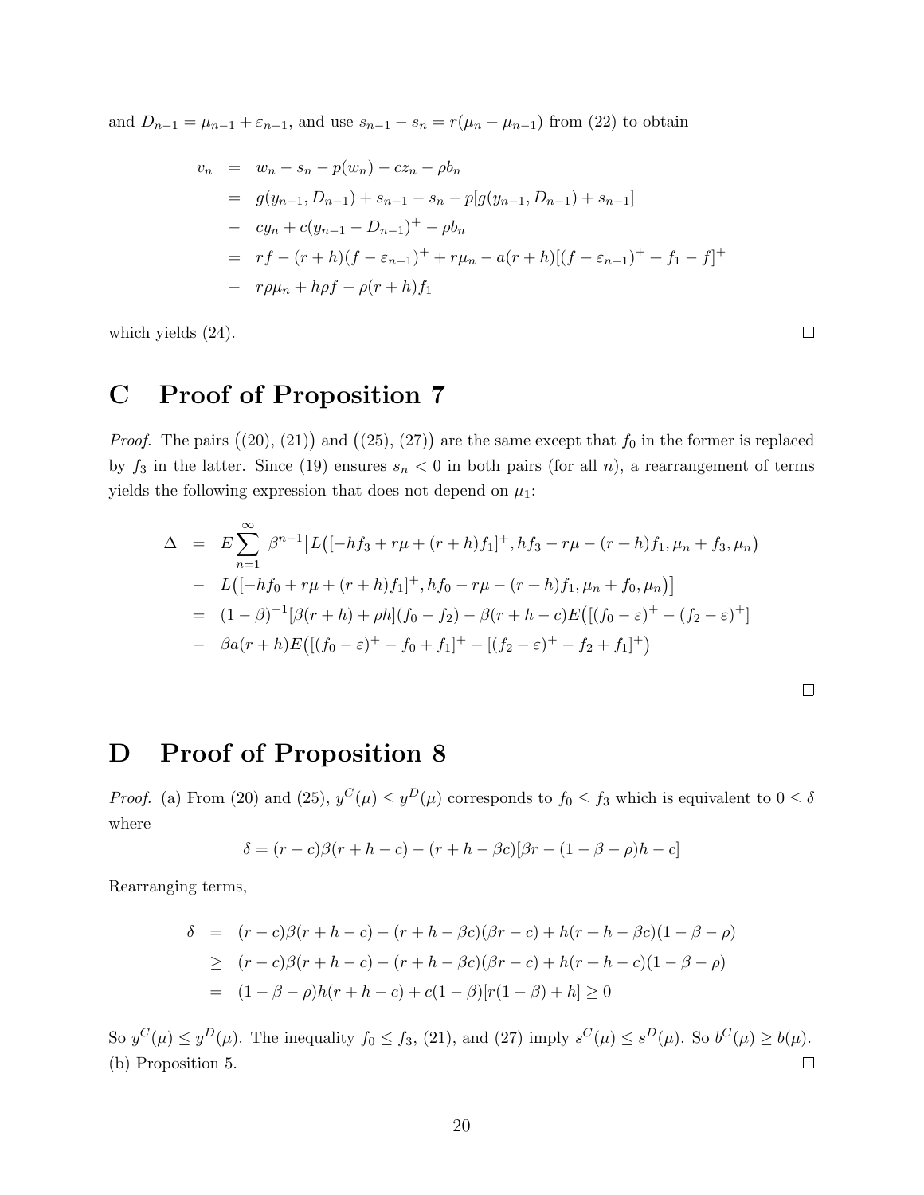and $D_{n-1} = \mu_{n-1} + \varepsilon_{n-1}$, and use $s_{n-1} - s_n = r(\mu_n - \mu_{n-1})$ from (22) to obtain

$$
\begin{aligned}
v_n &= w_n - s_n - p(w_n) - cz_n - \rho b_n \\
&= g(y_{n-1}, D_{n-1}) + s_{n-1} - s_n - p[g(y_{n-1}, D_{n-1}) + s_{n-1}] \\
&- cy_n + c(y_{n-1} - D_{n-1})^+ - \rho b_n \\
&= rf - (r+h)(f - \varepsilon_{n-1})^+ + r\mu_n - a(r+h)[(f - \varepsilon_{n-1})^+ + f_1 - f]^+ \\
&- r\rho\mu_n + h\rho f - \rho(r+h)f_1
\end{aligned}
$$

which yields (24). □

# C Proof of Proposition 7

*Proof.* The pairs $\big((20), (21)\big)$ and $\big((25), (27)\big)$ are the same except that $f_0$ in the former is replaced by $f_3$ in the latter. Since (19) ensures $s_n < 0$ in both pairs (for all $n$), a rearrangement of terms yields the following expression that does not depend on $\mu_1$:

$$
\begin{aligned}
\Delta &= E\sum_{n=1}^{\infty} \beta^{n-1}\big[L\big([-hf_3 + r\mu + (r+h)f_1]^+, hf_3 - r\mu - (r+h)f_1, \mu_n + f_3, \mu_n\big) \\
&- L\big([-hf_0 + r\mu + (r+h)f_1]^+, hf_0 - r\mu - (r+h)f_1, \mu_n + f_0, \mu_n\big)\big] \\
&= (1-\beta)^{-1}[\beta(r+h) + \rho h](f_0 - f_2) - \beta(r+h-c)E\big([(f_0 - \varepsilon)^+ - (f_2 - \varepsilon)^+] \\
&- \beta a(r+h)E\big([(f_0 - \varepsilon)^+ - f_0 + f_1]^+ - [(f_2 - \varepsilon)^+ - f_2 + f_1]^+\big)
\end{aligned}
$$

□

# D Proof of Proposition 8

*Proof.* (a) From (20) and (25), $y^C(\mu) \le y^D(\mu)$ corresponds to $f_0 \le f_3$ which is equivalent to $0 \le \delta$ where

$$
\delta = (r-c)\beta(r+h-c) - (r+h-\beta c)[\beta r - (1-\beta-\rho)h - c]
$$

Rearranging terms,

$$
\begin{aligned}
\delta &= (r-c)\beta(r+h-c) - (r+h-\beta c)(\beta r - c) + h(r+h-\beta c)(1-\beta-\rho) \\
&\ge (r-c)\beta(r+h-c) - (r+h-\beta c)(\beta r - c) + h(r+h-c)(1-\beta-\rho) \\
&= (1-\beta-\rho)h(r+h-c) + c(1-\beta)[r(1-\beta) + h] \ge 0
\end{aligned}
$$

So $y^C(\mu) \le y^D(\mu)$. The inequality $f_0 \le f_3$, (21), and (27) imply $s^C(\mu) \le s^D(\mu)$. So $b^C(\mu) \ge b(\mu)$.
(b) Proposition 5. □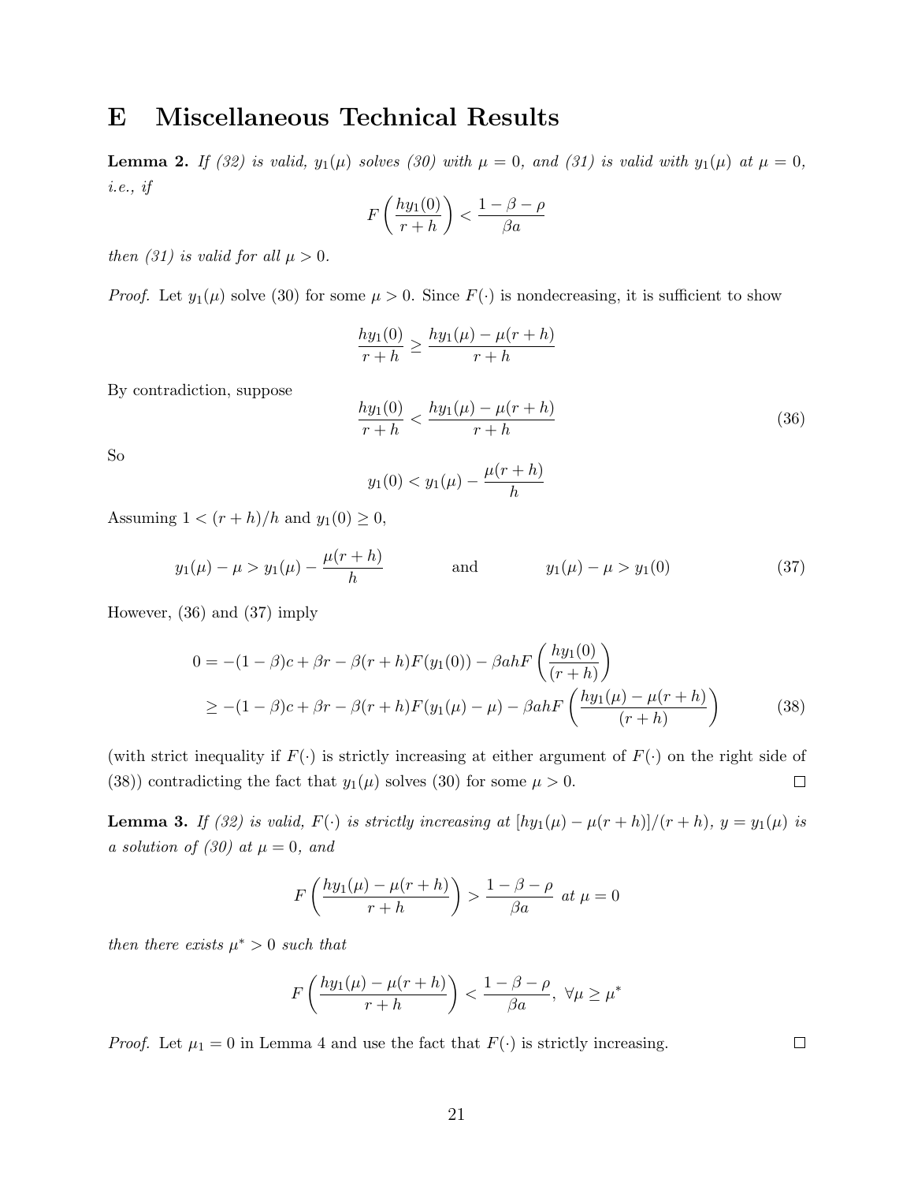# E Miscellaneous Technical Results

**Lemma 2.** *If (32) is valid, $y_1(\mu)$ solves (30) with $\mu = 0$, and (31) is valid with $y_1(\mu)$ at $\mu = 0$, i.e., if*

$$F\left(\frac{hy_1(0)}{r+h}\right) < \frac{1-\beta-\rho}{\beta a}$$

*then (31) is valid for all $\mu > 0$.*

*Proof.* Let $y_1(\mu)$ solve (30) for some $\mu > 0$. Since $F(\cdot)$ is nondecreasing, it is sufficient to show

$$\frac{hy_1(0)}{r+h} \geq \frac{hy_1(\mu) - \mu(r+h)}{r+h}$$

By contradiction, suppose

$$\frac{hy_1(0)}{r+h} < \frac{hy_1(\mu) - \mu(r+h)}{r+h} \tag{36}$$

So

$$y_1(0) < y_1(\mu) - \frac{\mu(r+h)}{h}$$

Assuming $1 < (r+h)/h$ and $y_1(0) \geq 0$,

$$y_1(\mu) - \mu > y_1(\mu) - \frac{\mu(r+h)}{h} \qquad \text{and} \qquad y_1(\mu) - \mu > y_1(0) \tag{37}$$

However, (36) and (37) imply

$$\begin{aligned}
0 &= -(1-\beta)c + \beta r - \beta(r+h)F(y_1(0)) - \beta ahF\left(\frac{hy_1(0)}{(r+h)}\right) \\
&\geq -(1-\beta)c + \beta r - \beta(r+h)F(y_1(\mu) - \mu) - \beta ahF\left(\frac{hy_1(\mu) - \mu(r+h)}{(r+h)}\right)
\end{aligned} \tag{38}$$

(with strict inequality if $F(\cdot)$ is strictly increasing at either argument of $F(\cdot)$ on the right side of (38)) contradicting the fact that $y_1(\mu)$ solves (30) for some $\mu > 0$. □

**Lemma 3.** *If (32) is valid, $F(\cdot)$ is strictly increasing at $[hy_1(\mu) - \mu(r+h)]/(r+h)$, $y = y_1(\mu)$ is a solution of (30) at $\mu = 0$, and*

$$F\left(\frac{hy_1(\mu) - \mu(r+h)}{r+h}\right) > \frac{1-\beta-\rho}{\beta a} \text{ at } \mu = 0$$

*then there exists $\mu^* > 0$ such that*

$$F\left(\frac{hy_1(\mu) - \mu(r+h)}{r+h}\right) < \frac{1-\beta-\rho}{\beta a}, \ \forall \mu \geq \mu^*$$

*Proof.* Let $\mu_1 = 0$ in Lemma 4 and use the fact that $F(\cdot)$ is strictly increasing. □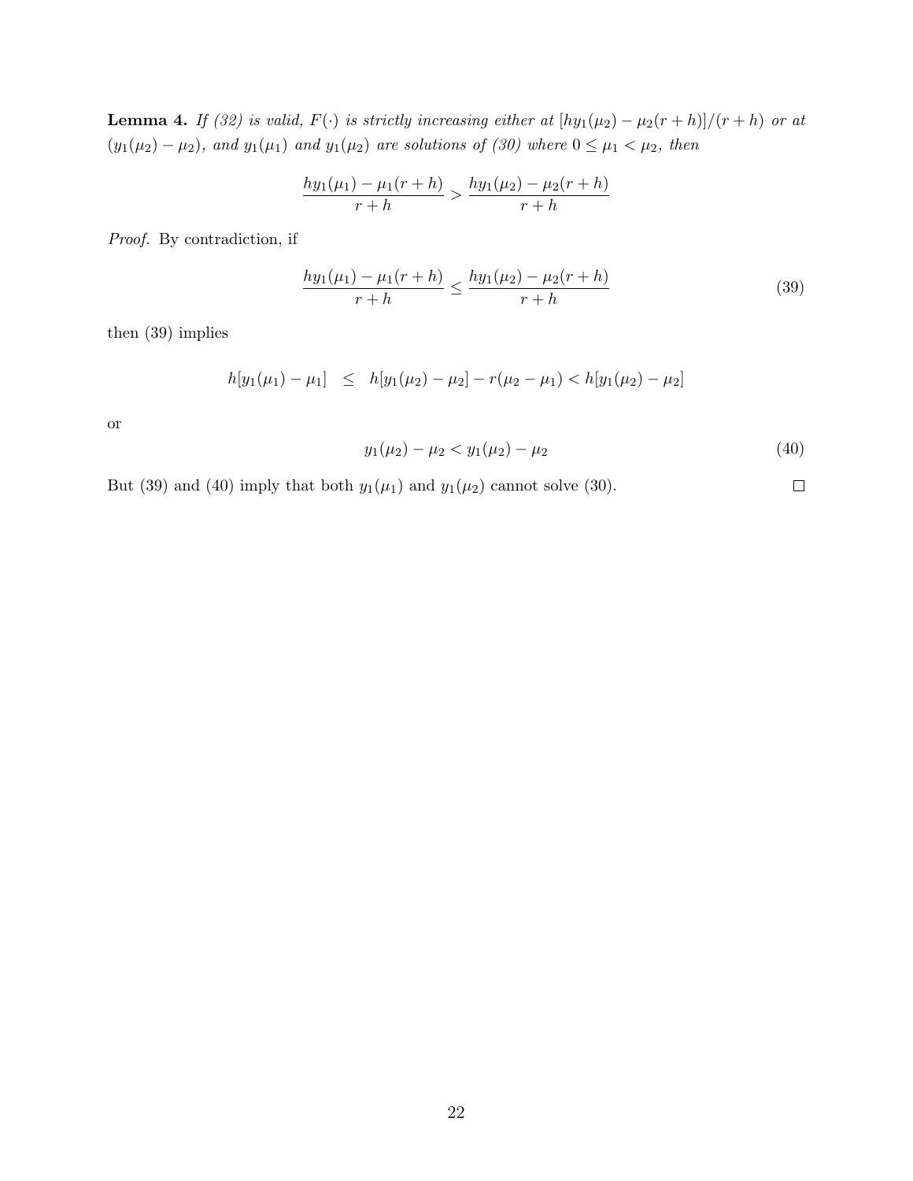**Lemma 4.** *If (32) is valid, $F(\cdot)$ is strictly increasing either at $[hy_1(\mu_2) - \mu_2(r+h)]/(r+h)$ or at $(y_1(\mu_2) - \mu_2)$, and $y_1(\mu_1)$ and $y_1(\mu_2)$ are solutions of (30) where $0 \leq \mu_1 < \mu_2$, then*

$$\frac{hy_1(\mu_1) - \mu_1(r+h)}{r+h} > \frac{hy_1(\mu_2) - \mu_2(r+h)}{r+h}$$

*Proof.* By contradiction, if

$$\frac{hy_1(\mu_1) - \mu_1(r+h)}{r+h} \leq \frac{hy_1(\mu_2) - \mu_2(r+h)}{r+h} \tag{39}$$

then (39) implies

$$h[y_1(\mu_1) - \mu_1] \quad \leq \quad h[y_1(\mu_2) - \mu_2] - r(\mu_2 - \mu_1) < h[y_1(\mu_2) - \mu_2]$$

or

$$y_1(\mu_2) - \mu_2 < y_1(\mu_2) - \mu_2 \tag{40}$$

But (39) and (40) imply that both $y_1(\mu_1)$ and $y_1(\mu_2)$ cannot solve (30). $\square$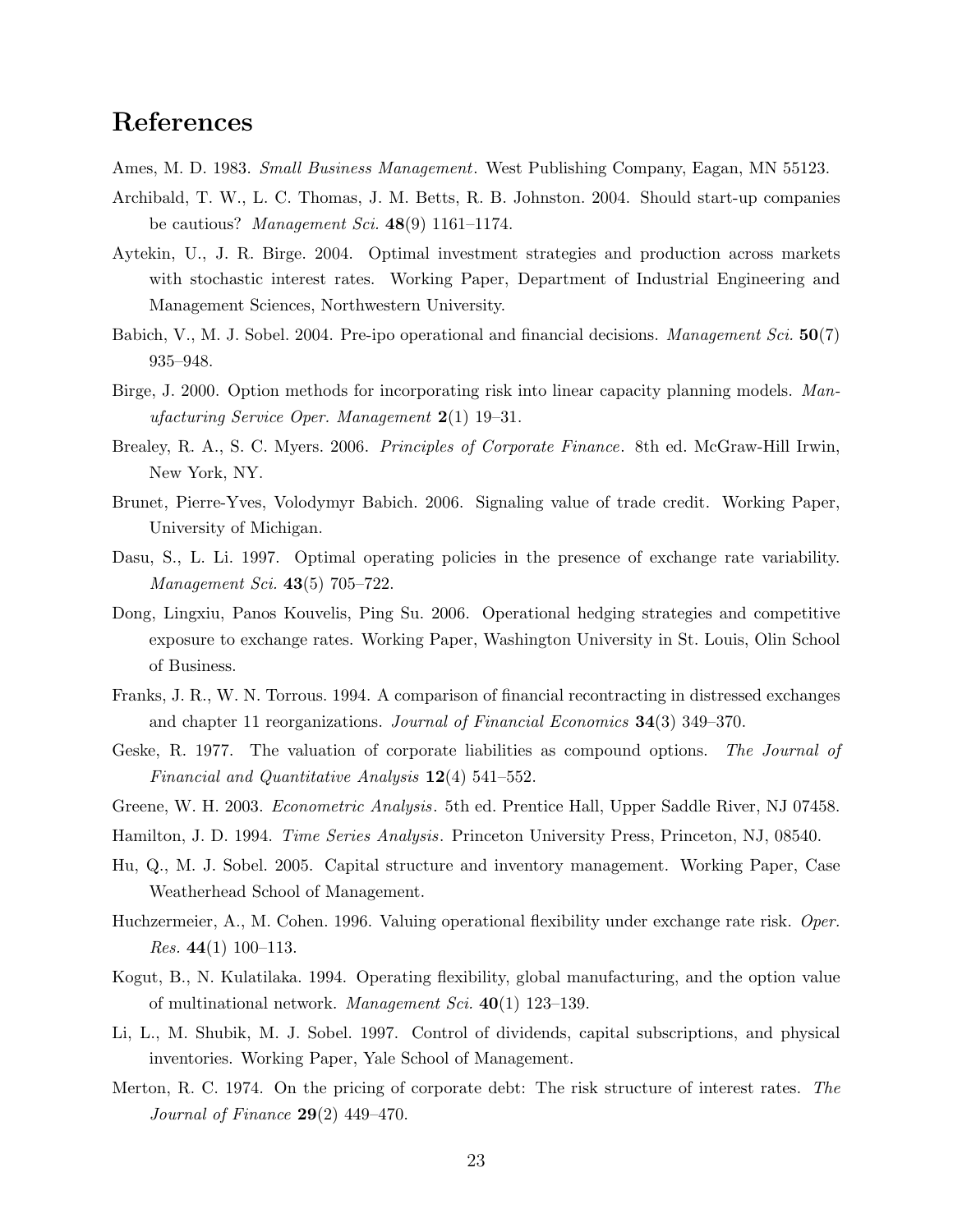# References

Ames, M. D. 1983. *Small Business Management*. West Publishing Company, Eagan, MN 55123.

Archibald, T. W., L. C. Thomas, J. M. Betts, R. B. Johnston. 2004. Should start-up companies be cautious? *Management Sci.* **48**(9) 1161–1174.

Aytekin, U., J. R. Birge. 2004. Optimal investment strategies and production across markets with stochastic interest rates. Working Paper, Department of Industrial Engineering and Management Sciences, Northwestern University.

Babich, V., M. J. Sobel. 2004. Pre-ipo operational and financial decisions. *Management Sci.* **50**(7) 935–948.

Birge, J. 2000. Option methods for incorporating risk into linear capacity planning models. *Manufacturing Service Oper. Management* **2**(1) 19–31.

Brealey, R. A., S. C. Myers. 2006. *Principles of Corporate Finance*. 8th ed. McGraw-Hill Irwin, New York, NY.

Brunet, Pierre-Yves, Volodymyr Babich. 2006. Signaling value of trade credit. Working Paper, University of Michigan.

Dasu, S., L. Li. 1997. Optimal operating policies in the presence of exchange rate variability. *Management Sci.* **43**(5) 705–722.

Dong, Lingxiu, Panos Kouvelis, Ping Su. 2006. Operational hedging strategies and competitive exposure to exchange rates. Working Paper, Washington University in St. Louis, Olin School of Business.

Franks, J. R., W. N. Torrous. 1994. A comparison of financial recontracting in distressed exchanges and chapter 11 reorganizations. *Journal of Financial Economics* **34**(3) 349–370.

Geske, R. 1977. The valuation of corporate liabilities as compound options. *The Journal of Financial and Quantitative Analysis* **12**(4) 541–552.

Greene, W. H. 2003. *Econometric Analysis*. 5th ed. Prentice Hall, Upper Saddle River, NJ 07458.

Hamilton, J. D. 1994. *Time Series Analysis*. Princeton University Press, Princeton, NJ, 08540.

Hu, Q., M. J. Sobel. 2005. Capital structure and inventory management. Working Paper, Case Weatherhead School of Management.

Huchzermeier, A., M. Cohen. 1996. Valuing operational flexibility under exchange rate risk. *Oper. Res.* **44**(1) 100–113.

Kogut, B., N. Kulatilaka. 1994. Operating flexibility, global manufacturing, and the option value of multinational network. *Management Sci.* **40**(1) 123–139.

Li, L., M. Shubik, M. J. Sobel. 1997. Control of dividends, capital subscriptions, and physical inventories. Working Paper, Yale School of Management.

Merton, R. C. 1974. On the pricing of corporate debt: The risk structure of interest rates. *The Journal of Finance* **29**(2) 449–470.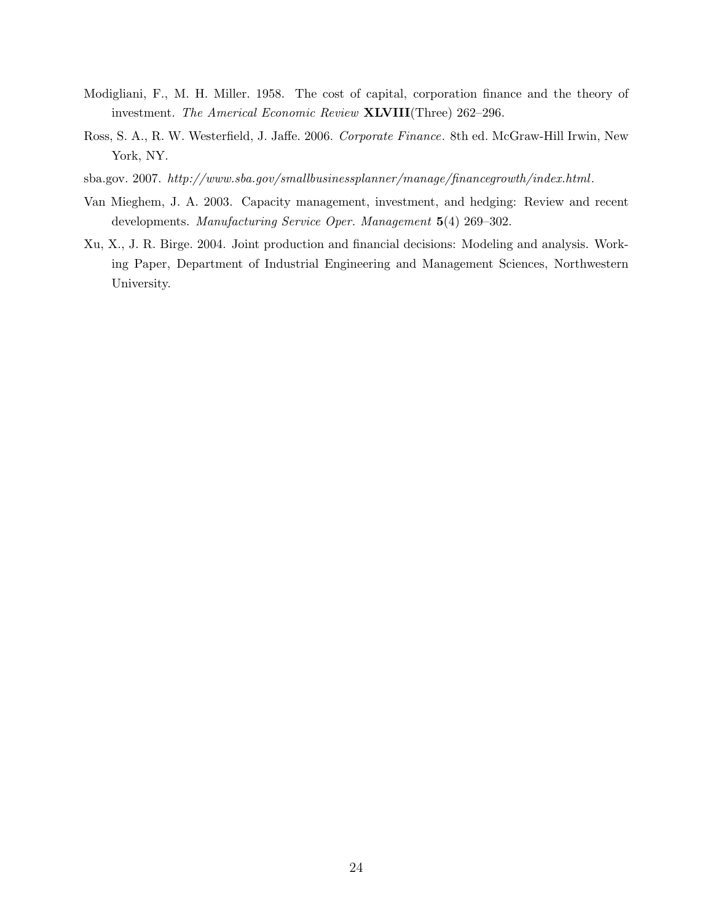Modigliani, F., M. H. Miller. 1958. The cost of capital, corporation finance and the theory of investment. *The Americal Economic Review* **XLVIII**(Three) 262–296.

Ross, S. A., R. W. Westerfield, J. Jaffe. 2006. *Corporate Finance*. 8th ed. McGraw-Hill Irwin, New York, NY.

sba.gov. 2007. *http://www.sba.gov/smallbusinessplanner/manage/financegrowth/index.html*.

Van Mieghem, J. A. 2003. Capacity management, investment, and hedging: Review and recent developments. *Manufacturing Service Oper. Management* **5**(4) 269–302.

Xu, X., J. R. Birge. 2004. Joint production and financial decisions: Modeling and analysis. Working Paper, Department of Industrial Engineering and Management Sciences, Northwestern University.